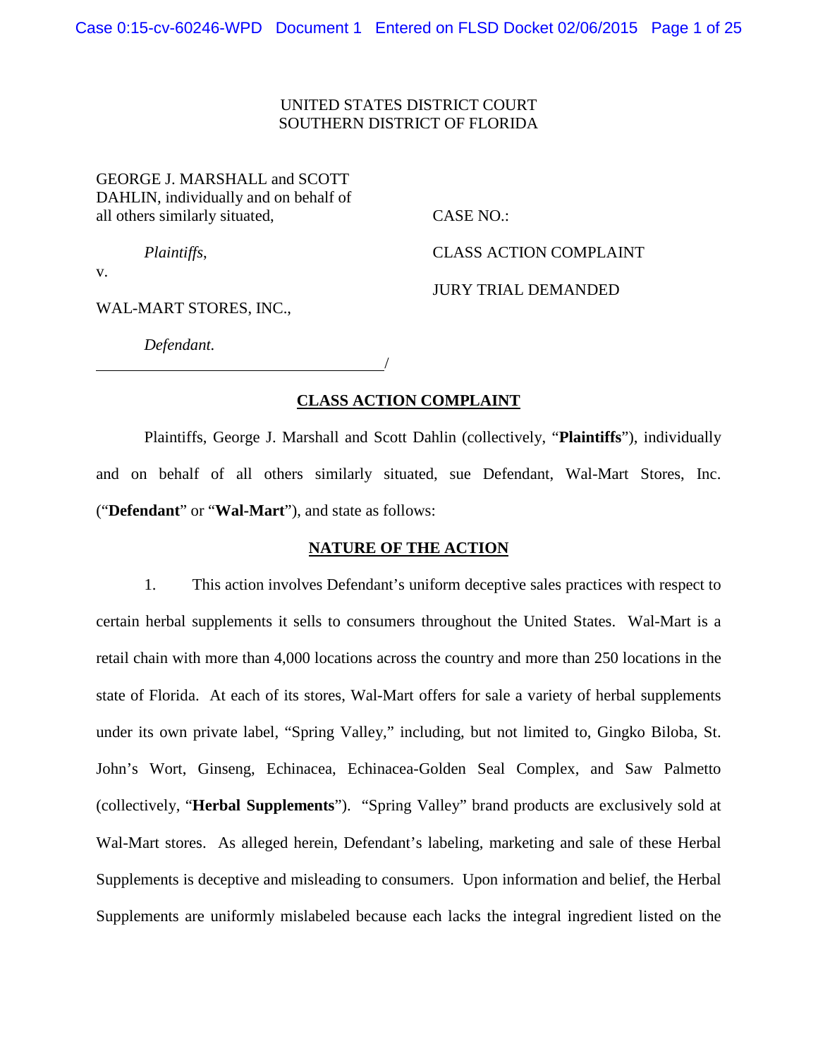UNITED STATES DISTRICT COURT
SOUTHERN DISTRICT OF FLORIDA

GEORGE J. MARSHALL and SCOTT DAHLIN, individually and on behalf of all others similarly situated,

*Plaintiffs*,

v.

WAL-MART STORES, INC.,

*Defendant.*

CASE NO.:

CLASS ACTION COMPLAINT

JURY TRIAL DEMANDED

## CLASS ACTION COMPLAINT

Plaintiffs, George J. Marshall and Scott Dahlin (collectively, "**Plaintiffs**"), individually and on behalf of all others similarly situated, sue Defendant, Wal-Mart Stores, Inc. ("**Defendant**" or "**Wal-Mart**"), and state as follows:

## NATURE OF THE ACTION

1. This action involves Defendant's uniform deceptive sales practices with respect to certain herbal supplements it sells to consumers throughout the United States. Wal-Mart is a retail chain with more than 4,000 locations across the country and more than 250 locations in the state of Florida. At each of its stores, Wal-Mart offers for sale a variety of herbal supplements under its own private label, "Spring Valley," including, but not limited to, Gingko Biloba, St. John's Wort, Ginseng, Echinacea, Echinacea-Golden Seal Complex, and Saw Palmetto (collectively, "**Herbal Supplements**"). "Spring Valley" brand products are exclusively sold at Wal-Mart stores. As alleged herein, Defendant's labeling, marketing and sale of these Herbal Supplements is deceptive and misleading to consumers. Upon information and belief, the Herbal Supplements are uniformly mislabeled because each lacks the integral ingredient listed on the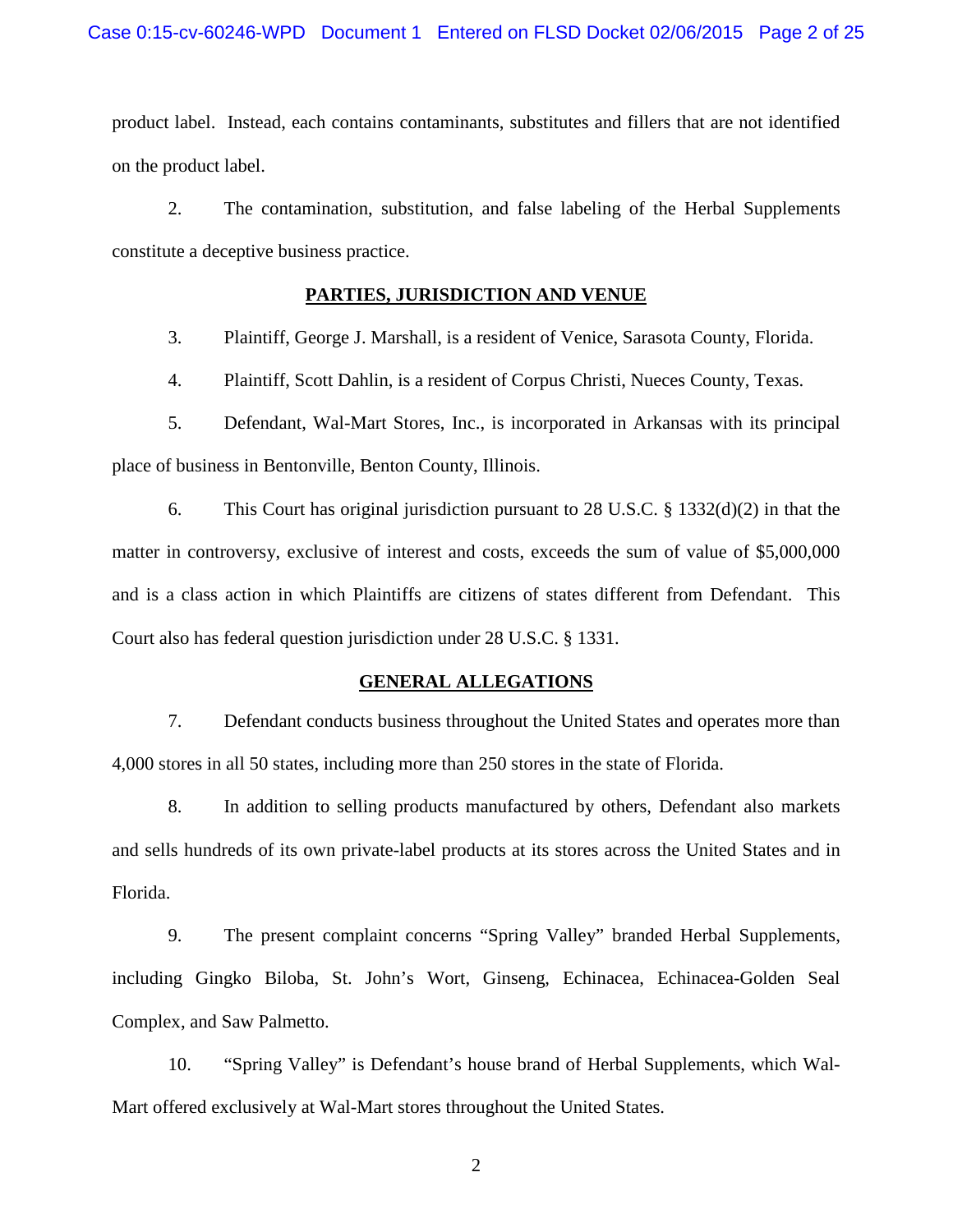product label. Instead, each contains contaminants, substitutes and fillers that are not identified on the product label.

2. The contamination, substitution, and false labeling of the Herbal Supplements constitute a deceptive business practice.

## PARTIES, JURISDICTION AND VENUE

3. Plaintiff, George J. Marshall, is a resident of Venice, Sarasota County, Florida.

4. Plaintiff, Scott Dahlin, is a resident of Corpus Christi, Nueces County, Texas.

5. Defendant, Wal-Mart Stores, Inc., is incorporated in Arkansas with its principal place of business in Bentonville, Benton County, Illinois.

6. This Court has original jurisdiction pursuant to 28 U.S.C. § 1332(d)(2) in that the matter in controversy, exclusive of interest and costs, exceeds the sum of value of $5,000,000 and is a class action in which Plaintiffs are citizens of states different from Defendant. This Court also has federal question jurisdiction under 28 U.S.C. § 1331.

## GENERAL ALLEGATIONS

7. Defendant conducts business throughout the United States and operates more than 4,000 stores in all 50 states, including more than 250 stores in the state of Florida.

8. In addition to selling products manufactured by others, Defendant also markets and sells hundreds of its own private-label products at its stores across the United States and in Florida.

9. The present complaint concerns "Spring Valley" branded Herbal Supplements, including Gingko Biloba, St. John's Wort, Ginseng, Echinacea, Echinacea-Golden Seal Complex, and Saw Palmetto.

10. "Spring Valley" is Defendant's house brand of Herbal Supplements, which Wal-Mart offered exclusively at Wal-Mart stores throughout the United States.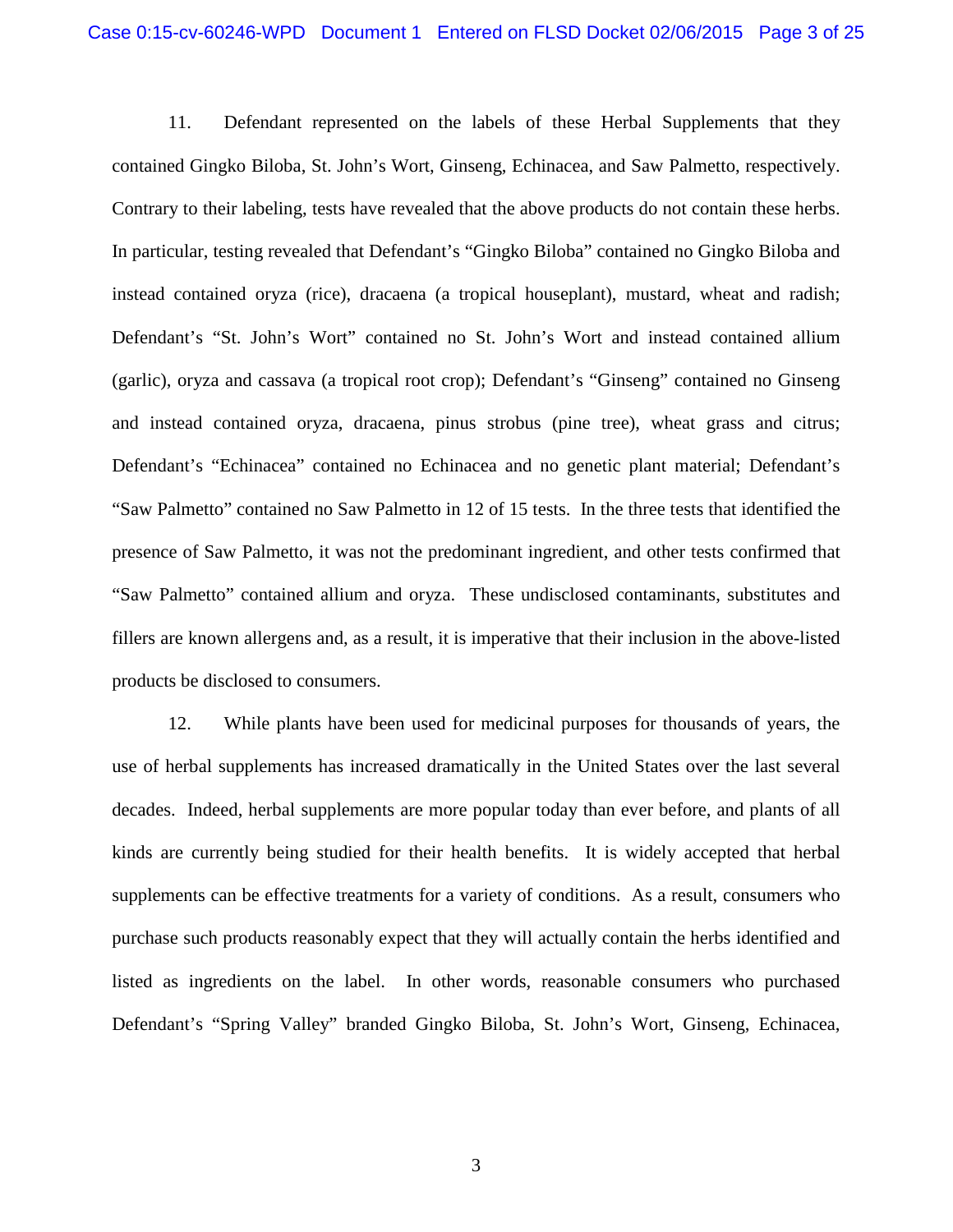11. Defendant represented on the labels of these Herbal Supplements that they contained Gingko Biloba, St. John's Wort, Ginseng, Echinacea, and Saw Palmetto, respectively. Contrary to their labeling, tests have revealed that the above products do not contain these herbs. In particular, testing revealed that Defendant's "Gingko Biloba" contained no Gingko Biloba and instead contained oryza (rice), dracaena (a tropical houseplant), mustard, wheat and radish; Defendant's "St. John's Wort" contained no St. John's Wort and instead contained allium (garlic), oryza and cassava (a tropical root crop); Defendant's "Ginseng" contained no Ginseng and instead contained oryza, dracaena, pinus strobus (pine tree), wheat grass and citrus; Defendant's "Echinacea" contained no Echinacea and no genetic plant material; Defendant's "Saw Palmetto" contained no Saw Palmetto in 12 of 15 tests. In the three tests that identified the presence of Saw Palmetto, it was not the predominant ingredient, and other tests confirmed that "Saw Palmetto" contained allium and oryza. These undisclosed contaminants, substitutes and fillers are known allergens and, as a result, it is imperative that their inclusion in the above-listed products be disclosed to consumers.

12. While plants have been used for medicinal purposes for thousands of years, the use of herbal supplements has increased dramatically in the United States over the last several decades. Indeed, herbal supplements are more popular today than ever before, and plants of all kinds are currently being studied for their health benefits. It is widely accepted that herbal supplements can be effective treatments for a variety of conditions. As a result, consumers who purchase such products reasonably expect that they will actually contain the herbs identified and listed as ingredients on the label. In other words, reasonable consumers who purchased Defendant's "Spring Valley" branded Gingko Biloba, St. John's Wort, Ginseng, Echinacea,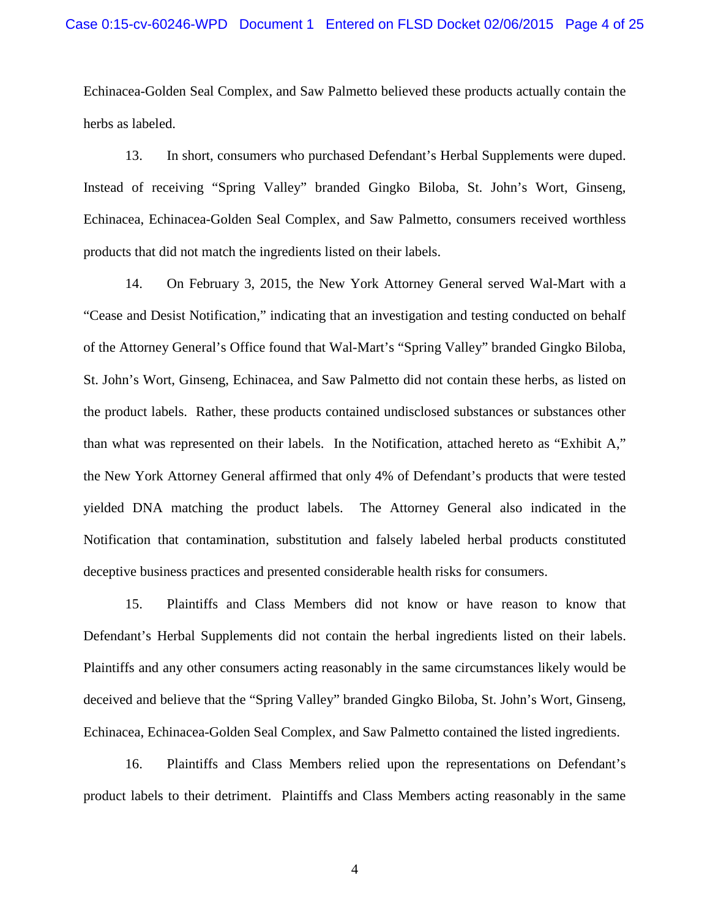Echinacea-Golden Seal Complex, and Saw Palmetto believed these products actually contain the herbs as labeled.

13. In short, consumers who purchased Defendant's Herbal Supplements were duped. Instead of receiving "Spring Valley" branded Gingko Biloba, St. John's Wort, Ginseng, Echinacea, Echinacea-Golden Seal Complex, and Saw Palmetto, consumers received worthless products that did not match the ingredients listed on their labels.

14. On February 3, 2015, the New York Attorney General served Wal-Mart with a "Cease and Desist Notification," indicating that an investigation and testing conducted on behalf of the Attorney General's Office found that Wal-Mart's "Spring Valley" branded Gingko Biloba, St. John's Wort, Ginseng, Echinacea, and Saw Palmetto did not contain these herbs, as listed on the product labels. Rather, these products contained undisclosed substances or substances other than what was represented on their labels. In the Notification, attached hereto as "Exhibit A," the New York Attorney General affirmed that only 4% of Defendant's products that were tested yielded DNA matching the product labels. The Attorney General also indicated in the Notification that contamination, substitution and falsely labeled herbal products constituted deceptive business practices and presented considerable health risks for consumers.

15. Plaintiffs and Class Members did not know or have reason to know that Defendant's Herbal Supplements did not contain the herbal ingredients listed on their labels. Plaintiffs and any other consumers acting reasonably in the same circumstances likely would be deceived and believe that the "Spring Valley" branded Gingko Biloba, St. John's Wort, Ginseng, Echinacea, Echinacea-Golden Seal Complex, and Saw Palmetto contained the listed ingredients.

16. Plaintiffs and Class Members relied upon the representations on Defendant's product labels to their detriment. Plaintiffs and Class Members acting reasonably in the same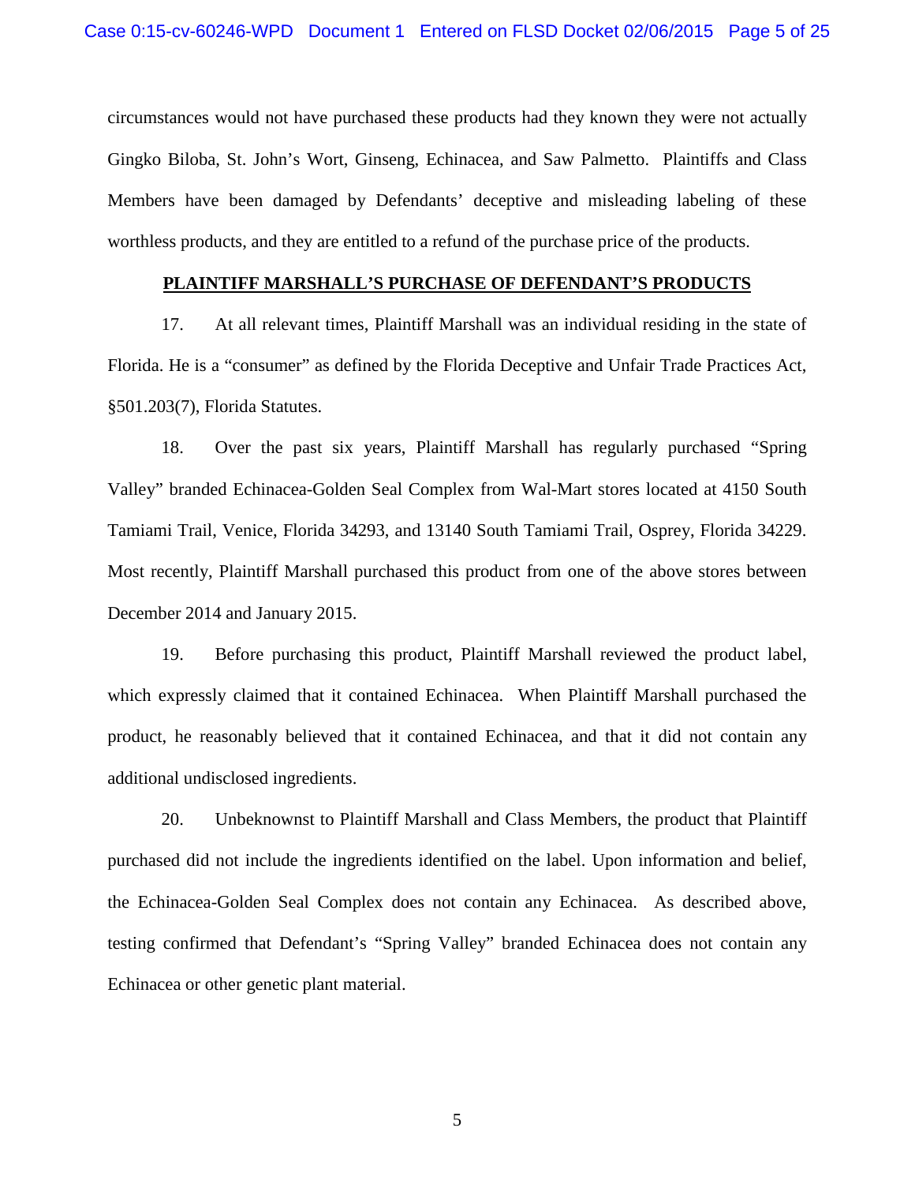circumstances would not have purchased these products had they known they were not actually Gingko Biloba, St. John's Wort, Ginseng, Echinacea, and Saw Palmetto. Plaintiffs and Class Members have been damaged by Defendants' deceptive and misleading labeling of these worthless products, and they are entitled to a refund of the purchase price of the products.

**PLAINTIFF MARSHALL'S PURCHASE OF DEFENDANT'S PRODUCTS**

17. At all relevant times, Plaintiff Marshall was an individual residing in the state of Florida. He is a "consumer" as defined by the Florida Deceptive and Unfair Trade Practices Act, §501.203(7), Florida Statutes.

18. Over the past six years, Plaintiff Marshall has regularly purchased "Spring Valley" branded Echinacea-Golden Seal Complex from Wal-Mart stores located at 4150 South Tamiami Trail, Venice, Florida 34293, and 13140 South Tamiami Trail, Osprey, Florida 34229. Most recently, Plaintiff Marshall purchased this product from one of the above stores between December 2014 and January 2015.

19. Before purchasing this product, Plaintiff Marshall reviewed the product label, which expressly claimed that it contained Echinacea. When Plaintiff Marshall purchased the product, he reasonably believed that it contained Echinacea, and that it did not contain any additional undisclosed ingredients.

20. Unbeknownst to Plaintiff Marshall and Class Members, the product that Plaintiff purchased did not include the ingredients identified on the label. Upon information and belief, the Echinacea-Golden Seal Complex does not contain any Echinacea. As described above, testing confirmed that Defendant's "Spring Valley" branded Echinacea does not contain any Echinacea or other genetic plant material.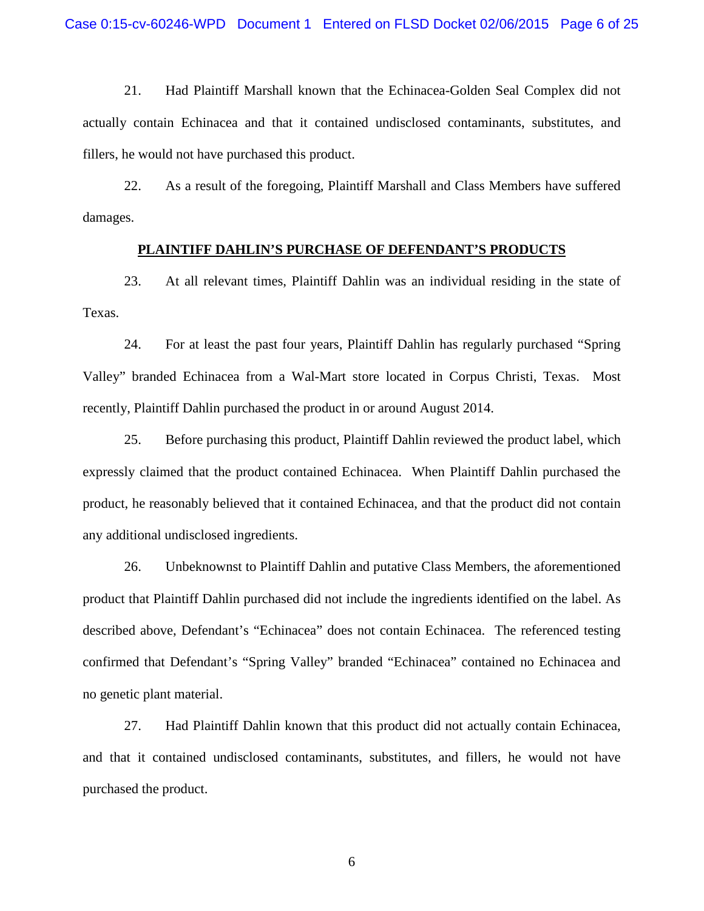21. Had Plaintiff Marshall known that the Echinacea-Golden Seal Complex did not actually contain Echinacea and that it contained undisclosed contaminants, substitutes, and fillers, he would not have purchased this product.

22. As a result of the foregoing, Plaintiff Marshall and Class Members have suffered damages.

## PLAINTIFF DAHLIN'S PURCHASE OF DEFENDANT'S PRODUCTS

23. At all relevant times, Plaintiff Dahlin was an individual residing in the state of Texas.

24. For at least the past four years, Plaintiff Dahlin has regularly purchased "Spring Valley" branded Echinacea from a Wal-Mart store located in Corpus Christi, Texas. Most recently, Plaintiff Dahlin purchased the product in or around August 2014.

25. Before purchasing this product, Plaintiff Dahlin reviewed the product label, which expressly claimed that the product contained Echinacea. When Plaintiff Dahlin purchased the product, he reasonably believed that it contained Echinacea, and that the product did not contain any additional undisclosed ingredients.

26. Unbeknownst to Plaintiff Dahlin and putative Class Members, the aforementioned product that Plaintiff Dahlin purchased did not include the ingredients identified on the label. As described above, Defendant's "Echinacea" does not contain Echinacea. The referenced testing confirmed that Defendant's "Spring Valley" branded "Echinacea" contained no Echinacea and no genetic plant material.

27. Had Plaintiff Dahlin known that this product did not actually contain Echinacea, and that it contained undisclosed contaminants, substitutes, and fillers, he would not have purchased the product.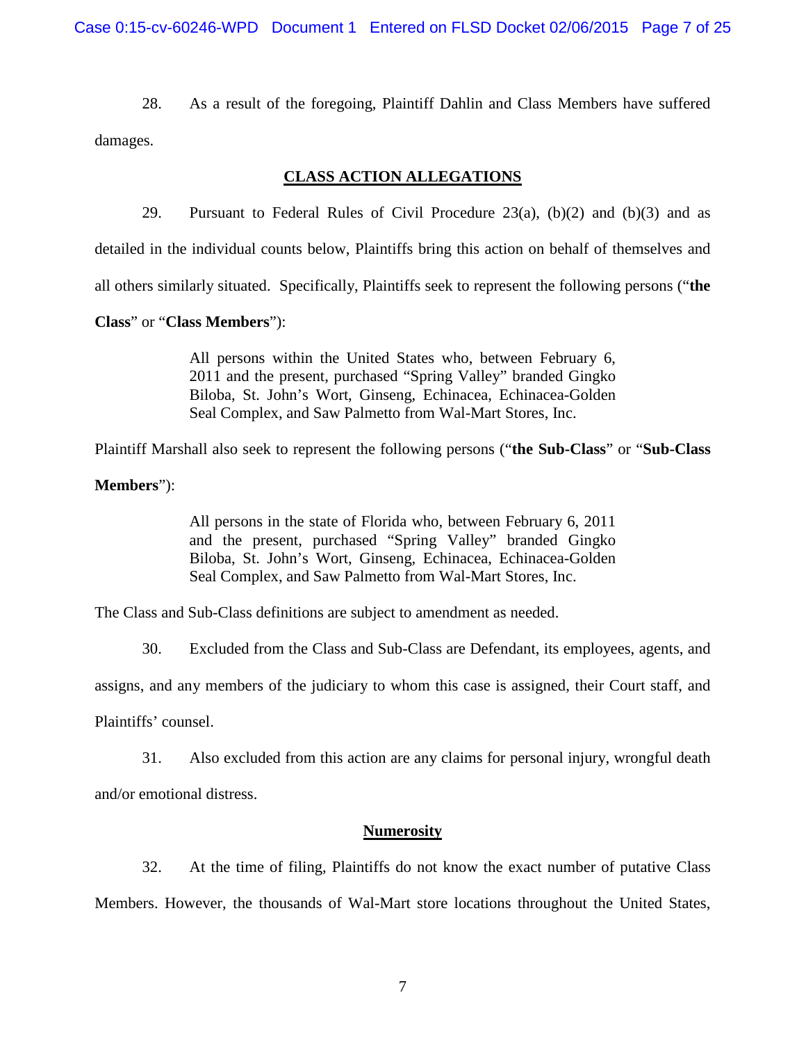28. As a result of the foregoing, Plaintiff Dahlin and Class Members have suffered damages.

## CLASS ACTION ALLEGATIONS

29. Pursuant to Federal Rules of Civil Procedure 23(a), (b)(2) and (b)(3) and as detailed in the individual counts below, Plaintiffs bring this action on behalf of themselves and all others similarly situated. Specifically, Plaintiffs seek to represent the following persons ("**the Class**" or "**Class Members**"):

> All persons within the United States who, between February 6, 2011 and the present, purchased "Spring Valley" branded Gingko Biloba, St. John's Wort, Ginseng, Echinacea, Echinacea-Golden Seal Complex, and Saw Palmetto from Wal-Mart Stores, Inc.

Plaintiff Marshall also seek to represent the following persons ("**the Sub-Class**" or "**Sub-Class Members**"):

> All persons in the state of Florida who, between February 6, 2011 and the present, purchased "Spring Valley" branded Gingko Biloba, St. John's Wort, Ginseng, Echinacea, Echinacea-Golden Seal Complex, and Saw Palmetto from Wal-Mart Stores, Inc.

The Class and Sub-Class definitions are subject to amendment as needed.

30. Excluded from the Class and Sub-Class are Defendant, its employees, agents, and assigns, and any members of the judiciary to whom this case is assigned, their Court staff, and Plaintiffs' counsel.

31. Also excluded from this action are any claims for personal injury, wrongful death and/or emotional distress.

### Numerosity

32. At the time of filing, Plaintiffs do not know the exact number of putative Class Members. However, the thousands of Wal-Mart store locations throughout the United States,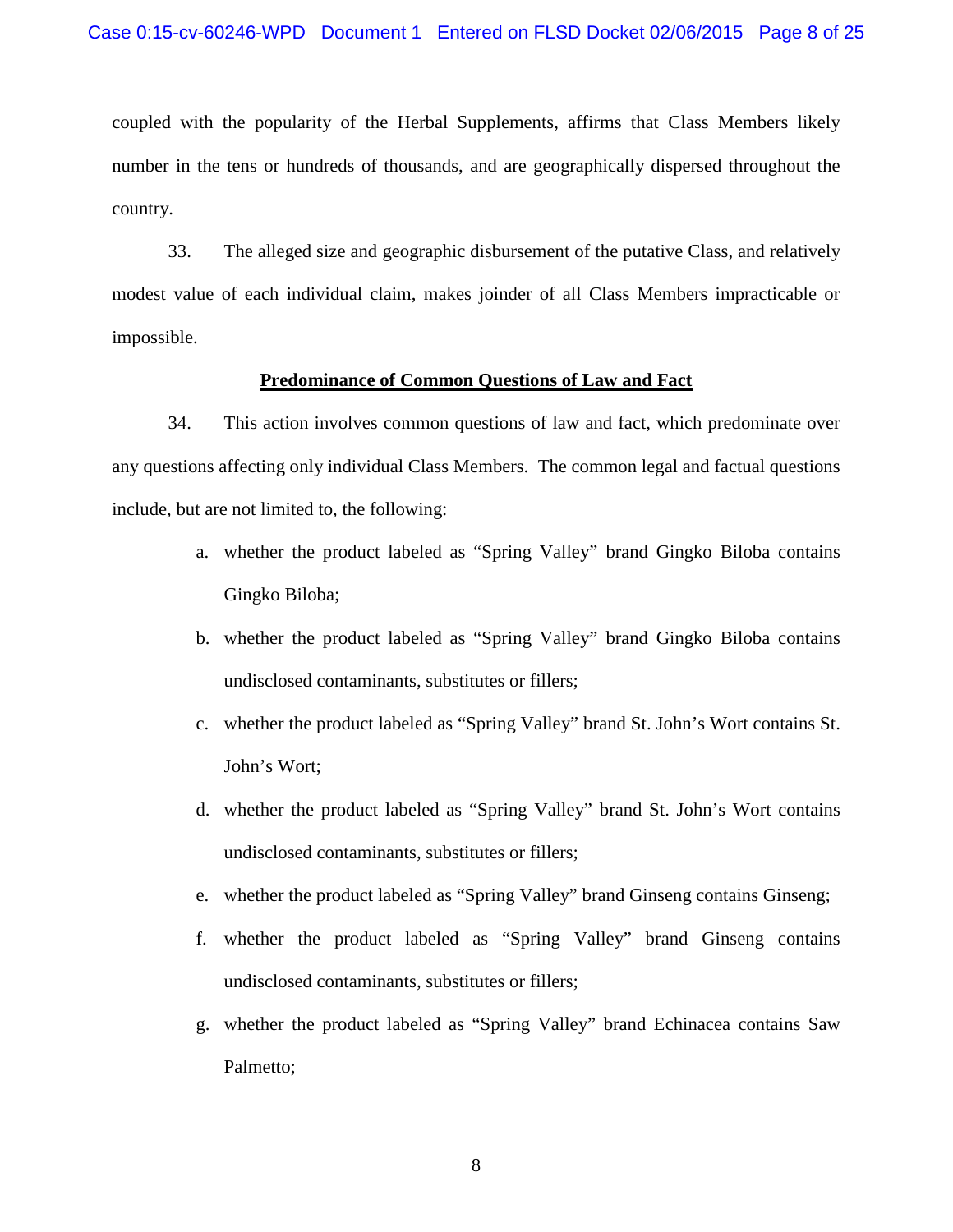coupled with the popularity of the Herbal Supplements, affirms that Class Members likely number in the tens or hundreds of thousands, and are geographically dispersed throughout the country.

33. The alleged size and geographic disbursement of the putative Class, and relatively modest value of each individual claim, makes joinder of all Class Members impracticable or impossible.

**Predominance of Common Questions of Law and Fact**

34. This action involves common questions of law and fact, which predominate over any questions affecting only individual Class Members. The common legal and factual questions include, but are not limited to, the following:

a. whether the product labeled as "Spring Valley" brand Gingko Biloba contains Gingko Biloba;

b. whether the product labeled as "Spring Valley" brand Gingko Biloba contains undisclosed contaminants, substitutes or fillers;

c. whether the product labeled as "Spring Valley" brand St. John's Wort contains St. John's Wort;

d. whether the product labeled as "Spring Valley" brand St. John's Wort contains undisclosed contaminants, substitutes or fillers;

e. whether the product labeled as "Spring Valley" brand Ginseng contains Ginseng;

f. whether the product labeled as "Spring Valley" brand Ginseng contains undisclosed contaminants, substitutes or fillers;

g. whether the product labeled as "Spring Valley" brand Echinacea contains Saw Palmetto;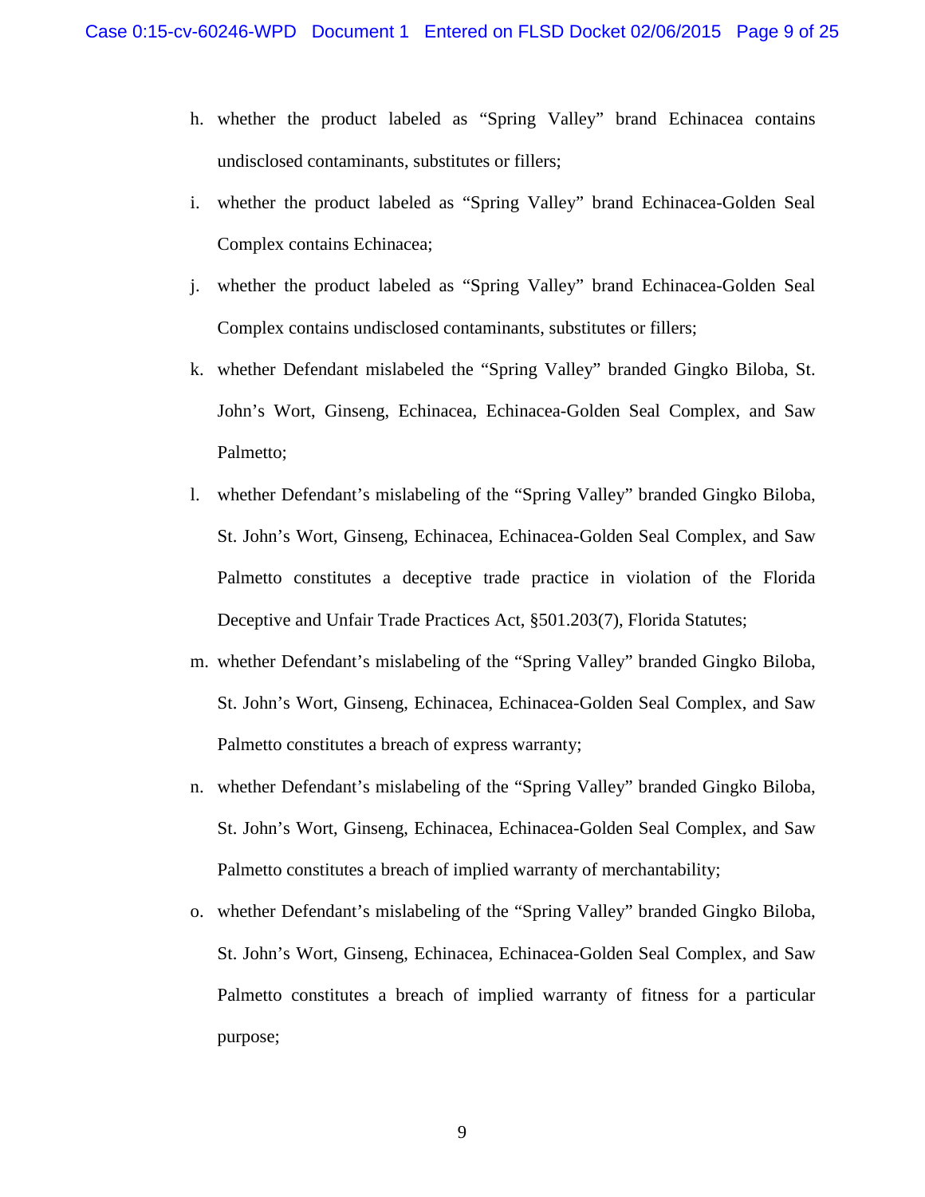h. whether the product labeled as "Spring Valley" brand Echinacea contains undisclosed contaminants, substitutes or fillers;

i. whether the product labeled as "Spring Valley" brand Echinacea-Golden Seal Complex contains Echinacea;

j. whether the product labeled as "Spring Valley" brand Echinacea-Golden Seal Complex contains undisclosed contaminants, substitutes or fillers;

k. whether Defendant mislabeled the "Spring Valley" branded Gingko Biloba, St. John's Wort, Ginseng, Echinacea, Echinacea-Golden Seal Complex, and Saw Palmetto;

l. whether Defendant's mislabeling of the "Spring Valley" branded Gingko Biloba, St. John's Wort, Ginseng, Echinacea, Echinacea-Golden Seal Complex, and Saw Palmetto constitutes a deceptive trade practice in violation of the Florida Deceptive and Unfair Trade Practices Act, §501.203(7), Florida Statutes;

m. whether Defendant's mislabeling of the "Spring Valley" branded Gingko Biloba, St. John's Wort, Ginseng, Echinacea, Echinacea-Golden Seal Complex, and Saw Palmetto constitutes a breach of express warranty;

n. whether Defendant's mislabeling of the "Spring Valley" branded Gingko Biloba, St. John's Wort, Ginseng, Echinacea, Echinacea-Golden Seal Complex, and Saw Palmetto constitutes a breach of implied warranty of merchantability;

o. whether Defendant's mislabeling of the "Spring Valley" branded Gingko Biloba, St. John's Wort, Ginseng, Echinacea, Echinacea-Golden Seal Complex, and Saw Palmetto constitutes a breach of implied warranty of fitness for a particular purpose;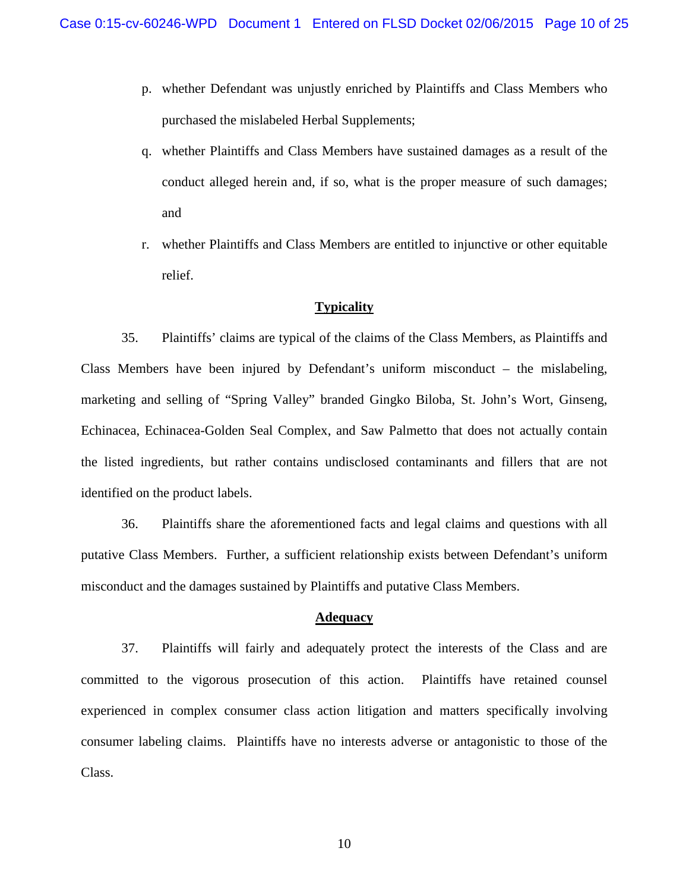p. whether Defendant was unjustly enriched by Plaintiffs and Class Members who purchased the mislabeled Herbal Supplements;

q. whether Plaintiffs and Class Members have sustained damages as a result of the conduct alleged herein and, if so, what is the proper measure of such damages; and

r. whether Plaintiffs and Class Members are entitled to injunctive or other equitable relief.

**Typicality**

35. Plaintiffs' claims are typical of the claims of the Class Members, as Plaintiffs and Class Members have been injured by Defendant's uniform misconduct – the mislabeling, marketing and selling of "Spring Valley" branded Gingko Biloba, St. John's Wort, Ginseng, Echinacea, Echinacea-Golden Seal Complex, and Saw Palmetto that does not actually contain the listed ingredients, but rather contains undisclosed contaminants and fillers that are not identified on the product labels.

36. Plaintiffs share the aforementioned facts and legal claims and questions with all putative Class Members. Further, a sufficient relationship exists between Defendant's uniform misconduct and the damages sustained by Plaintiffs and putative Class Members.

**Adequacy**

37. Plaintiffs will fairly and adequately protect the interests of the Class and are committed to the vigorous prosecution of this action. Plaintiffs have retained counsel experienced in complex consumer class action litigation and matters specifically involving consumer labeling claims. Plaintiffs have no interests adverse or antagonistic to those of the Class.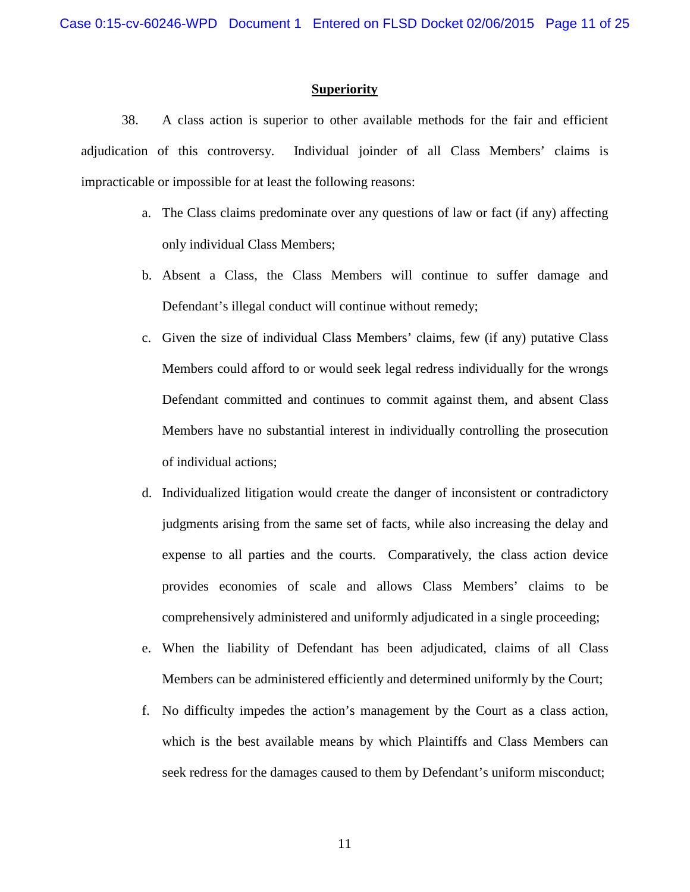**Superiority**

38. A class action is superior to other available methods for the fair and efficient adjudication of this controversy. Individual joinder of all Class Members' claims is impracticable or impossible for at least the following reasons:

a. The Class claims predominate over any questions of law or fact (if any) affecting only individual Class Members;

b. Absent a Class, the Class Members will continue to suffer damage and Defendant's illegal conduct will continue without remedy;

c. Given the size of individual Class Members' claims, few (if any) putative Class Members could afford to or would seek legal redress individually for the wrongs Defendant committed and continues to commit against them, and absent Class Members have no substantial interest in individually controlling the prosecution of individual actions;

d. Individualized litigation would create the danger of inconsistent or contradictory judgments arising from the same set of facts, while also increasing the delay and expense to all parties and the courts. Comparatively, the class action device provides economies of scale and allows Class Members' claims to be comprehensively administered and uniformly adjudicated in a single proceeding;

e. When the liability of Defendant has been adjudicated, claims of all Class Members can be administered efficiently and determined uniformly by the Court;

f. No difficulty impedes the action's management by the Court as a class action, which is the best available means by which Plaintiffs and Class Members can seek redress for the damages caused to them by Defendant's uniform misconduct;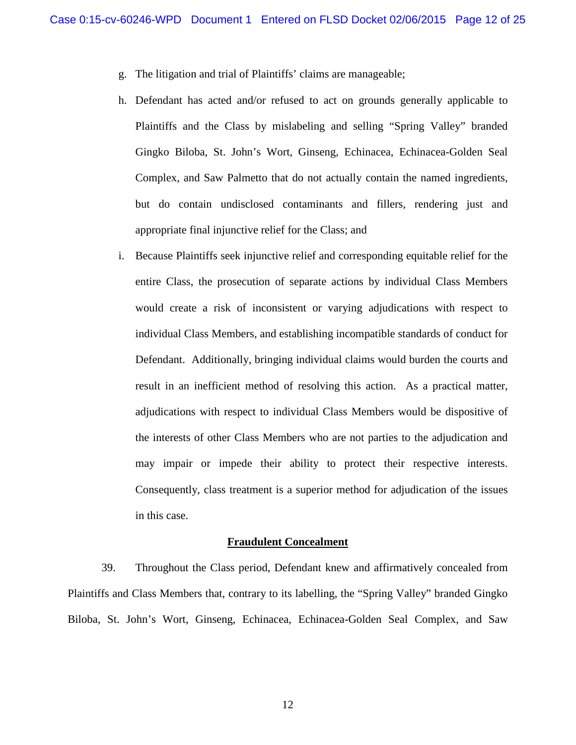g. The litigation and trial of Plaintiffs' claims are manageable;

h. Defendant has acted and/or refused to act on grounds generally applicable to Plaintiffs and the Class by mislabeling and selling "Spring Valley" branded Gingko Biloba, St. John's Wort, Ginseng, Echinacea, Echinacea-Golden Seal Complex, and Saw Palmetto that do not actually contain the named ingredients, but do contain undisclosed contaminants and fillers, rendering just and appropriate final injunctive relief for the Class; and

i. Because Plaintiffs seek injunctive relief and corresponding equitable relief for the entire Class, the prosecution of separate actions by individual Class Members would create a risk of inconsistent or varying adjudications with respect to individual Class Members, and establishing incompatible standards of conduct for Defendant. Additionally, bringing individual claims would burden the courts and result in an inefficient method of resolving this action. As a practical matter, adjudications with respect to individual Class Members would be dispositive of the interests of other Class Members who are not parties to the adjudication and may impair or impede their ability to protect their respective interests. Consequently, class treatment is a superior method for adjudication of the issues in this case.

**Fraudulent Concealment**

39. Throughout the Class period, Defendant knew and affirmatively concealed from Plaintiffs and Class Members that, contrary to its labelling, the "Spring Valley" branded Gingko Biloba, St. John's Wort, Ginseng, Echinacea, Echinacea-Golden Seal Complex, and Saw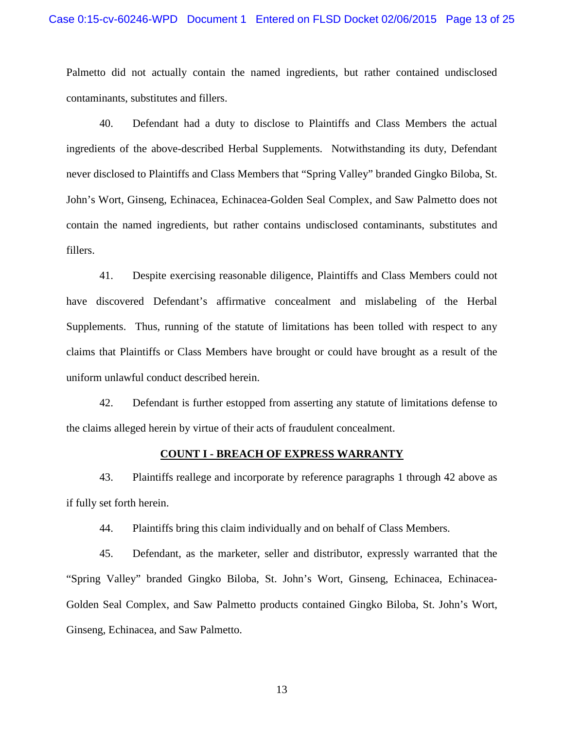Palmetto did not actually contain the named ingredients, but rather contained undisclosed contaminants, substitutes and fillers.

40. Defendant had a duty to disclose to Plaintiffs and Class Members the actual ingredients of the above-described Herbal Supplements. Notwithstanding its duty, Defendant never disclosed to Plaintiffs and Class Members that "Spring Valley" branded Gingko Biloba, St. John's Wort, Ginseng, Echinacea, Echinacea-Golden Seal Complex, and Saw Palmetto does not contain the named ingredients, but rather contains undisclosed contaminants, substitutes and fillers.

41. Despite exercising reasonable diligence, Plaintiffs and Class Members could not have discovered Defendant's affirmative concealment and mislabeling of the Herbal Supplements. Thus, running of the statute of limitations has been tolled with respect to any claims that Plaintiffs or Class Members have brought or could have brought as a result of the uniform unlawful conduct described herein.

42. Defendant is further estopped from asserting any statute of limitations defense to the claims alleged herein by virtue of their acts of fraudulent concealment.

## COUNT I - BREACH OF EXPRESS WARRANTY

43. Plaintiffs reallege and incorporate by reference paragraphs 1 through 42 above as if fully set forth herein.

44. Plaintiffs bring this claim individually and on behalf of Class Members.

45. Defendant, as the marketer, seller and distributor, expressly warranted that the "Spring Valley" branded Gingko Biloba, St. John's Wort, Ginseng, Echinacea, Echinacea-Golden Seal Complex, and Saw Palmetto products contained Gingko Biloba, St. John's Wort, Ginseng, Echinacea, and Saw Palmetto.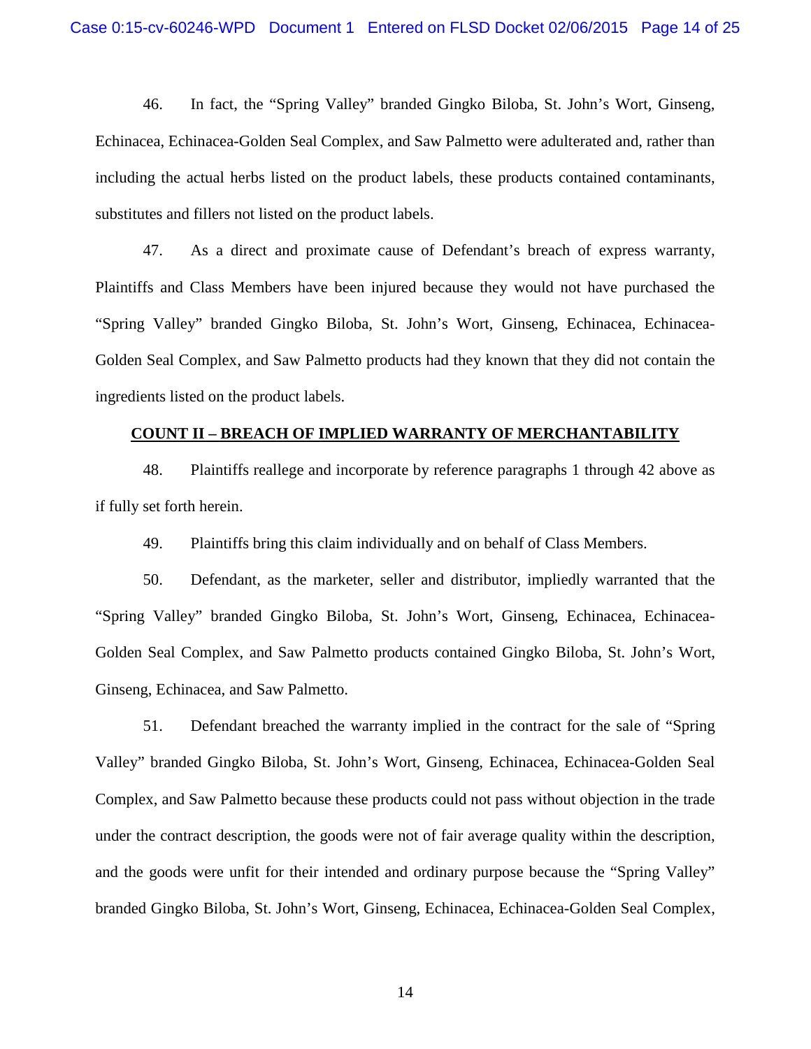46. In fact, the "Spring Valley" branded Gingko Biloba, St. John's Wort, Ginseng, Echinacea, Echinacea-Golden Seal Complex, and Saw Palmetto were adulterated and, rather than including the actual herbs listed on the product labels, these products contained contaminants, substitutes and fillers not listed on the product labels.

47. As a direct and proximate cause of Defendant's breach of express warranty, Plaintiffs and Class Members have been injured because they would not have purchased the "Spring Valley" branded Gingko Biloba, St. John's Wort, Ginseng, Echinacea, Echinacea-Golden Seal Complex, and Saw Palmetto products had they known that they did not contain the ingredients listed on the product labels.

## COUNT II – BREACH OF IMPLIED WARRANTY OF MERCHANTABILITY

48. Plaintiffs reallege and incorporate by reference paragraphs 1 through 42 above as if fully set forth herein.

49. Plaintiffs bring this claim individually and on behalf of Class Members.

50. Defendant, as the marketer, seller and distributor, impliedly warranted that the "Spring Valley" branded Gingko Biloba, St. John's Wort, Ginseng, Echinacea, Echinacea-Golden Seal Complex, and Saw Palmetto products contained Gingko Biloba, St. John's Wort, Ginseng, Echinacea, and Saw Palmetto.

51. Defendant breached the warranty implied in the contract for the sale of "Spring Valley" branded Gingko Biloba, St. John's Wort, Ginseng, Echinacea, Echinacea-Golden Seal Complex, and Saw Palmetto because these products could not pass without objection in the trade under the contract description, the goods were not of fair average quality within the description, and the goods were unfit for their intended and ordinary purpose because the "Spring Valley" branded Gingko Biloba, St. John's Wort, Ginseng, Echinacea, Echinacea-Golden Seal Complex,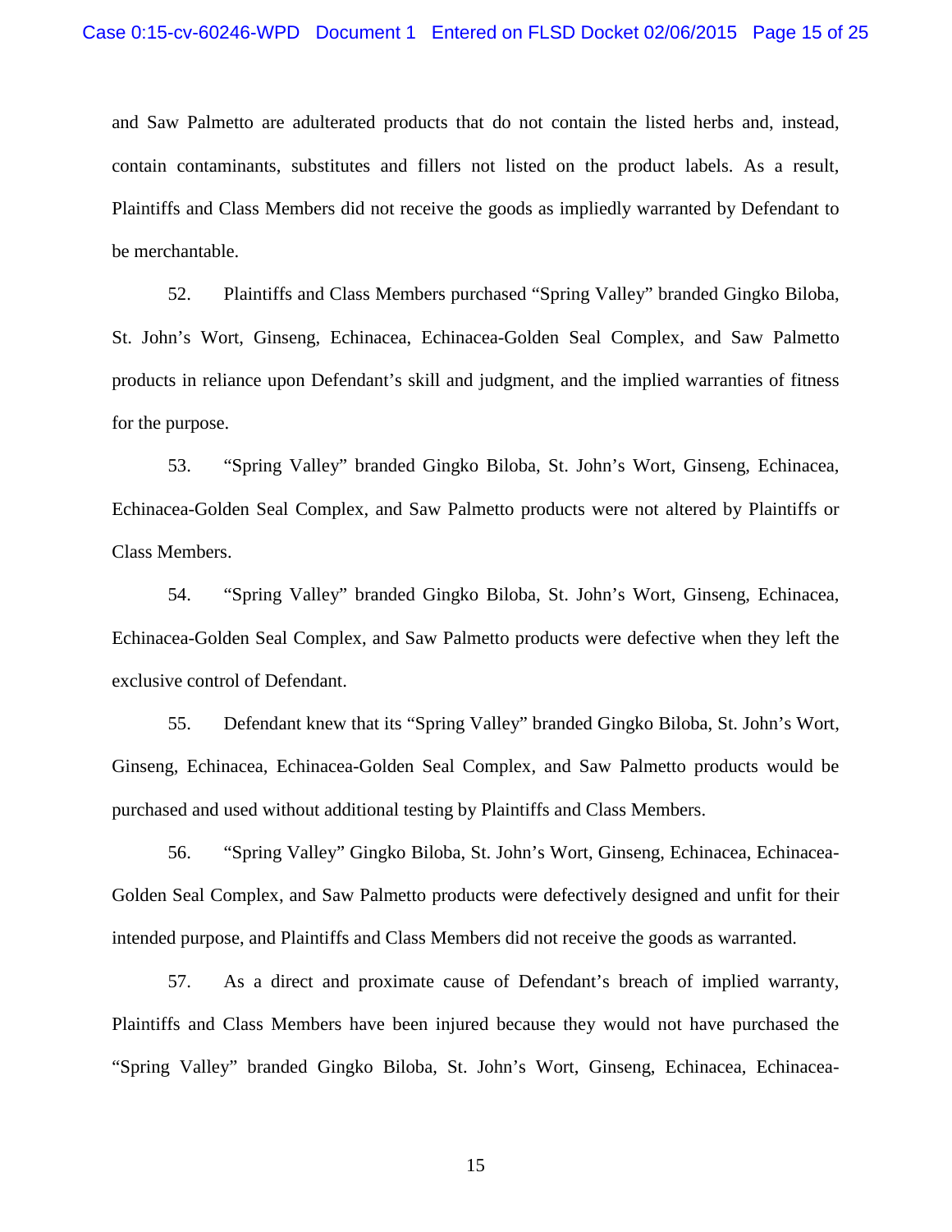and Saw Palmetto are adulterated products that do not contain the listed herbs and, instead, contain contaminants, substitutes and fillers not listed on the product labels. As a result, Plaintiffs and Class Members did not receive the goods as impliedly warranted by Defendant to be merchantable.

52. Plaintiffs and Class Members purchased "Spring Valley" branded Gingko Biloba, St. John's Wort, Ginseng, Echinacea, Echinacea-Golden Seal Complex, and Saw Palmetto products in reliance upon Defendant's skill and judgment, and the implied warranties of fitness for the purpose.

53. "Spring Valley" branded Gingko Biloba, St. John's Wort, Ginseng, Echinacea, Echinacea-Golden Seal Complex, and Saw Palmetto products were not altered by Plaintiffs or Class Members.

54. "Spring Valley" branded Gingko Biloba, St. John's Wort, Ginseng, Echinacea, Echinacea-Golden Seal Complex, and Saw Palmetto products were defective when they left the exclusive control of Defendant.

55. Defendant knew that its "Spring Valley" branded Gingko Biloba, St. John's Wort, Ginseng, Echinacea, Echinacea-Golden Seal Complex, and Saw Palmetto products would be purchased and used without additional testing by Plaintiffs and Class Members.

56. "Spring Valley" Gingko Biloba, St. John's Wort, Ginseng, Echinacea, Echinacea-Golden Seal Complex, and Saw Palmetto products were defectively designed and unfit for their intended purpose, and Plaintiffs and Class Members did not receive the goods as warranted.

57. As a direct and proximate cause of Defendant's breach of implied warranty, Plaintiffs and Class Members have been injured because they would not have purchased the "Spring Valley" branded Gingko Biloba, St. John's Wort, Ginseng, Echinacea, Echinacea-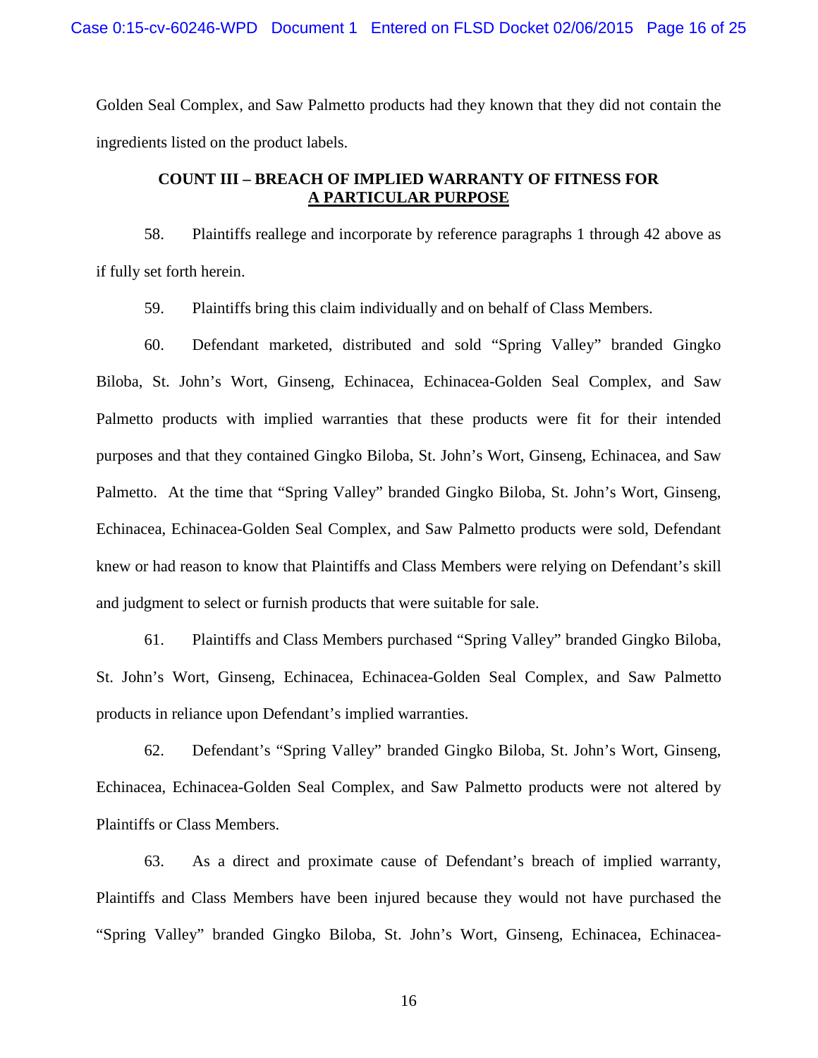Golden Seal Complex, and Saw Palmetto products had they known that they did not contain the ingredients listed on the product labels.

## COUNT III – BREACH OF IMPLIED WARRANTY OF FITNESS FOR A PARTICULAR PURPOSE

58. Plaintiffs reallege and incorporate by reference paragraphs 1 through 42 above as if fully set forth herein.

59. Plaintiffs bring this claim individually and on behalf of Class Members.

60. Defendant marketed, distributed and sold "Spring Valley" branded Gingko Biloba, St. John's Wort, Ginseng, Echinacea, Echinacea-Golden Seal Complex, and Saw Palmetto products with implied warranties that these products were fit for their intended purposes and that they contained Gingko Biloba, St. John's Wort, Ginseng, Echinacea, and Saw Palmetto. At the time that "Spring Valley" branded Gingko Biloba, St. John's Wort, Ginseng, Echinacea, Echinacea-Golden Seal Complex, and Saw Palmetto products were sold, Defendant knew or had reason to know that Plaintiffs and Class Members were relying on Defendant's skill and judgment to select or furnish products that were suitable for sale.

61. Plaintiffs and Class Members purchased "Spring Valley" branded Gingko Biloba, St. John's Wort, Ginseng, Echinacea, Echinacea-Golden Seal Complex, and Saw Palmetto products in reliance upon Defendant's implied warranties.

62. Defendant's "Spring Valley" branded Gingko Biloba, St. John's Wort, Ginseng, Echinacea, Echinacea-Golden Seal Complex, and Saw Palmetto products were not altered by Plaintiffs or Class Members.

63. As a direct and proximate cause of Defendant's breach of implied warranty, Plaintiffs and Class Members have been injured because they would not have purchased the "Spring Valley" branded Gingko Biloba, St. John's Wort, Ginseng, Echinacea, Echinacea-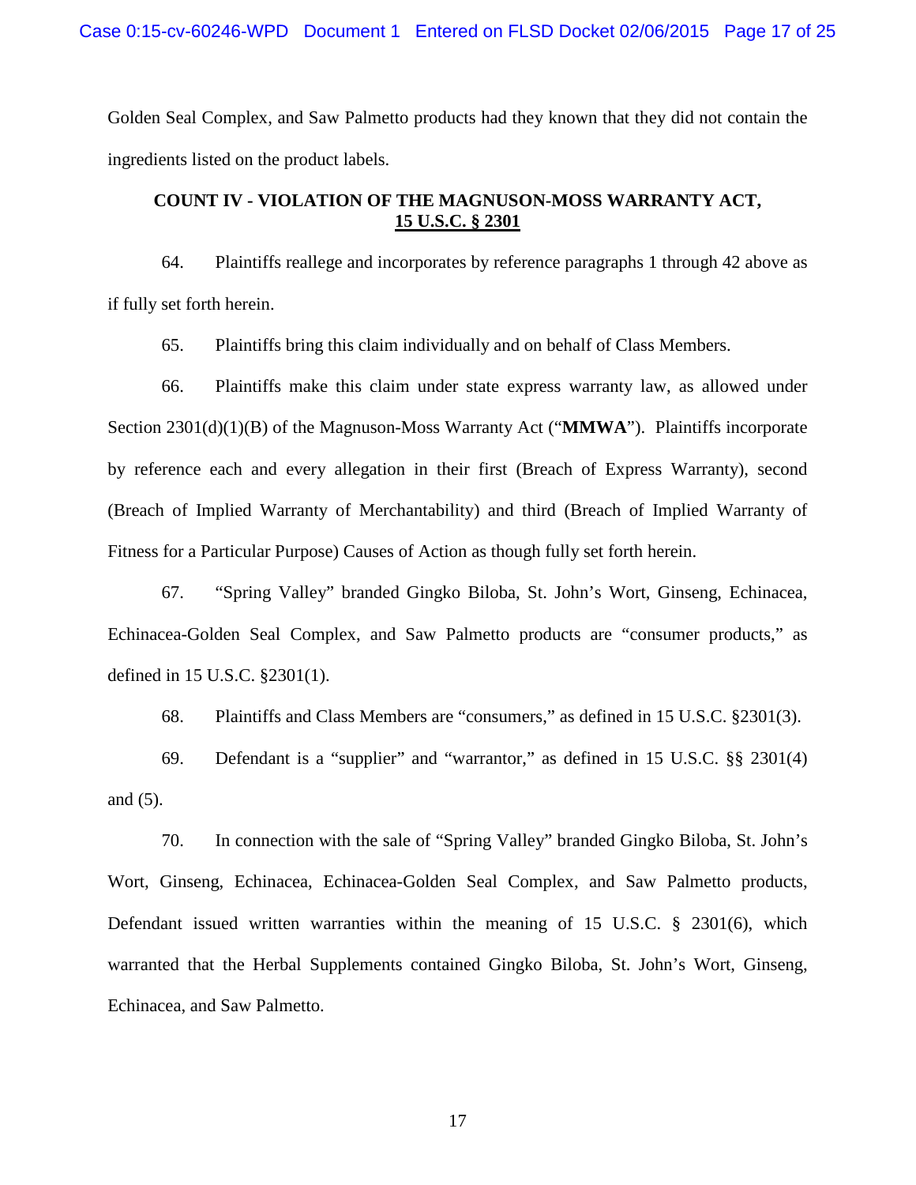Golden Seal Complex, and Saw Palmetto products had they known that they did not contain the ingredients listed on the product labels.

## COUNT IV - VIOLATION OF THE MAGNUSON-MOSS WARRANTY ACT, 15 U.S.C. § 2301

64. Plaintiffs reallege and incorporates by reference paragraphs 1 through 42 above as if fully set forth herein.

65. Plaintiffs bring this claim individually and on behalf of Class Members.

66. Plaintiffs make this claim under state express warranty law, as allowed under Section 2301(d)(1)(B) of the Magnuson-Moss Warranty Act ("**MMWA**"). Plaintiffs incorporate by reference each and every allegation in their first (Breach of Express Warranty), second (Breach of Implied Warranty of Merchantability) and third (Breach of Implied Warranty of Fitness for a Particular Purpose) Causes of Action as though fully set forth herein.

67. "Spring Valley" branded Gingko Biloba, St. John's Wort, Ginseng, Echinacea, Echinacea-Golden Seal Complex, and Saw Palmetto products are "consumer products," as defined in 15 U.S.C. §2301(1).

68. Plaintiffs and Class Members are "consumers," as defined in 15 U.S.C. §2301(3).

69. Defendant is a "supplier" and "warrantor," as defined in 15 U.S.C. §§ 2301(4) and (5).

70. In connection with the sale of "Spring Valley" branded Gingko Biloba, St. John's Wort, Ginseng, Echinacea, Echinacea-Golden Seal Complex, and Saw Palmetto products, Defendant issued written warranties within the meaning of 15 U.S.C. § 2301(6), which warranted that the Herbal Supplements contained Gingko Biloba, St. John's Wort, Ginseng, Echinacea, and Saw Palmetto.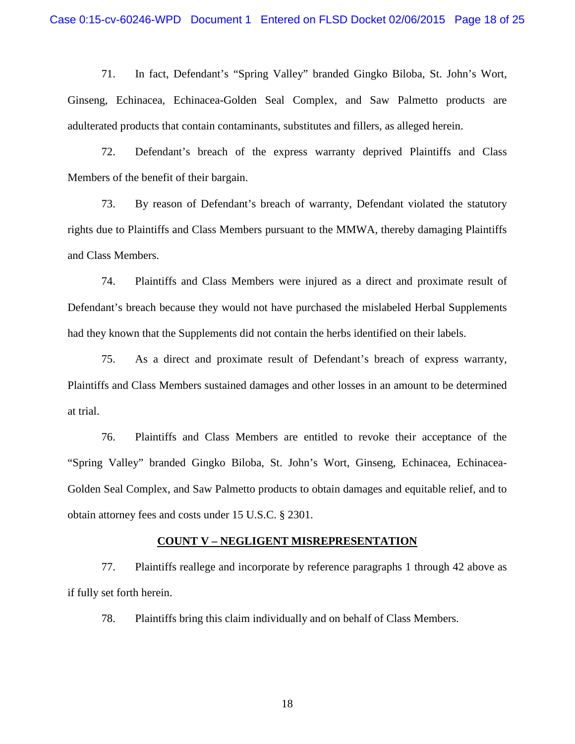71. In fact, Defendant's "Spring Valley" branded Gingko Biloba, St. John's Wort, Ginseng, Echinacea, Echinacea-Golden Seal Complex, and Saw Palmetto products are adulterated products that contain contaminants, substitutes and fillers, as alleged herein.

72. Defendant's breach of the express warranty deprived Plaintiffs and Class Members of the benefit of their bargain.

73. By reason of Defendant's breach of warranty, Defendant violated the statutory rights due to Plaintiffs and Class Members pursuant to the MMWA, thereby damaging Plaintiffs and Class Members.

74. Plaintiffs and Class Members were injured as a direct and proximate result of Defendant's breach because they would not have purchased the mislabeled Herbal Supplements had they known that the Supplements did not contain the herbs identified on their labels.

75. As a direct and proximate result of Defendant's breach of express warranty, Plaintiffs and Class Members sustained damages and other losses in an amount to be determined at trial.

76. Plaintiffs and Class Members are entitled to revoke their acceptance of the "Spring Valley" branded Gingko Biloba, St. John's Wort, Ginseng, Echinacea, Echinacea-Golden Seal Complex, and Saw Palmetto products to obtain damages and equitable relief, and to obtain attorney fees and costs under 15 U.S.C. § 2301.

## COUNT V – NEGLIGENT MISREPRESENTATION

77. Plaintiffs reallege and incorporate by reference paragraphs 1 through 42 above as if fully set forth herein.

78. Plaintiffs bring this claim individually and on behalf of Class Members.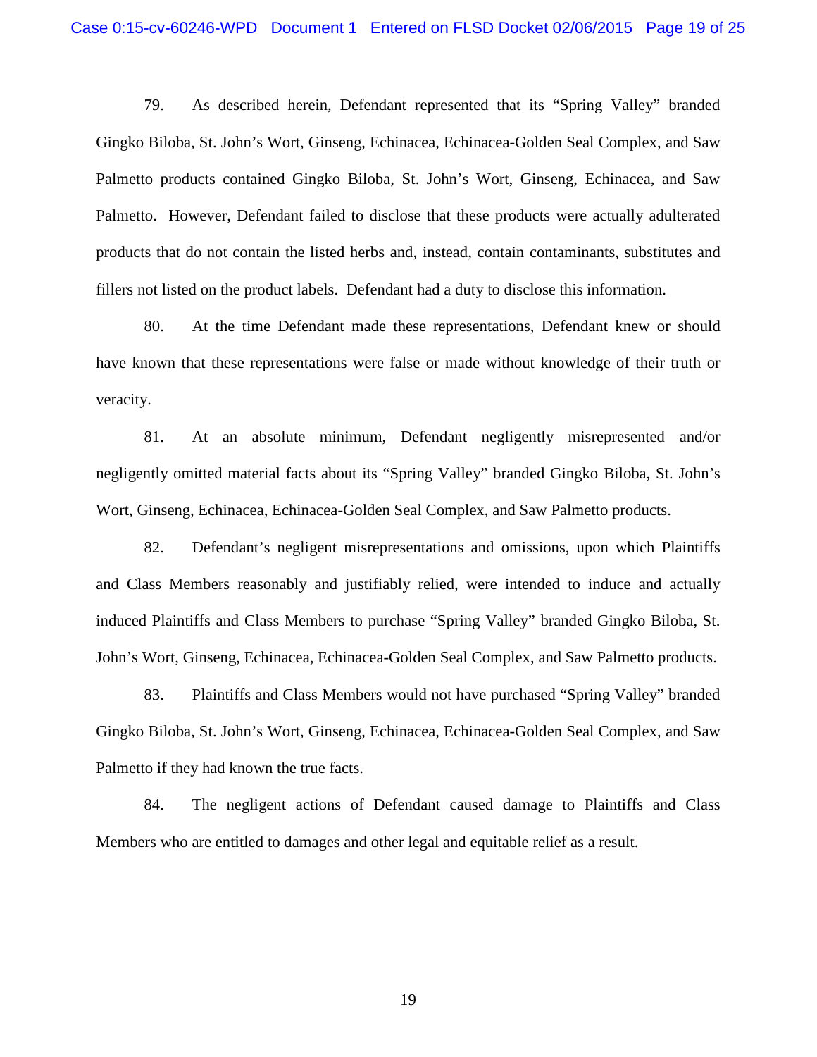79. As described herein, Defendant represented that its "Spring Valley" branded Gingko Biloba, St. John's Wort, Ginseng, Echinacea, Echinacea-Golden Seal Complex, and Saw Palmetto products contained Gingko Biloba, St. John's Wort, Ginseng, Echinacea, and Saw Palmetto. However, Defendant failed to disclose that these products were actually adulterated products that do not contain the listed herbs and, instead, contain contaminants, substitutes and fillers not listed on the product labels. Defendant had a duty to disclose this information.

80. At the time Defendant made these representations, Defendant knew or should have known that these representations were false or made without knowledge of their truth or veracity.

81. At an absolute minimum, Defendant negligently misrepresented and/or negligently omitted material facts about its "Spring Valley" branded Gingko Biloba, St. John's Wort, Ginseng, Echinacea, Echinacea-Golden Seal Complex, and Saw Palmetto products.

82. Defendant's negligent misrepresentations and omissions, upon which Plaintiffs and Class Members reasonably and justifiably relied, were intended to induce and actually induced Plaintiffs and Class Members to purchase "Spring Valley" branded Gingko Biloba, St. John's Wort, Ginseng, Echinacea, Echinacea-Golden Seal Complex, and Saw Palmetto products.

83. Plaintiffs and Class Members would not have purchased "Spring Valley" branded Gingko Biloba, St. John's Wort, Ginseng, Echinacea, Echinacea-Golden Seal Complex, and Saw Palmetto if they had known the true facts.

84. The negligent actions of Defendant caused damage to Plaintiffs and Class Members who are entitled to damages and other legal and equitable relief as a result.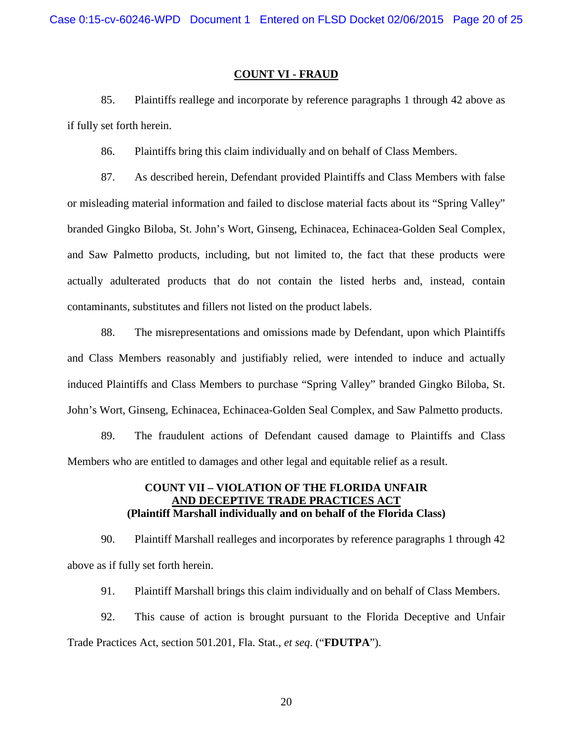## COUNT VI - FRAUD

85. Plaintiffs reallege and incorporate by reference paragraphs 1 through 42 above as if fully set forth herein.

86. Plaintiffs bring this claim individually and on behalf of Class Members.

87. As described herein, Defendant provided Plaintiffs and Class Members with false or misleading material information and failed to disclose material facts about its "Spring Valley" branded Gingko Biloba, St. John's Wort, Ginseng, Echinacea, Echinacea-Golden Seal Complex, and Saw Palmetto products, including, but not limited to, the fact that these products were actually adulterated products that do not contain the listed herbs and, instead, contain contaminants, substitutes and fillers not listed on the product labels.

88. The misrepresentations and omissions made by Defendant, upon which Plaintiffs and Class Members reasonably and justifiably relied, were intended to induce and actually induced Plaintiffs and Class Members to purchase "Spring Valley" branded Gingko Biloba, St. John's Wort, Ginseng, Echinacea, Echinacea-Golden Seal Complex, and Saw Palmetto products.

89. The fraudulent actions of Defendant caused damage to Plaintiffs and Class Members who are entitled to damages and other legal and equitable relief as a result.

## COUNT VII – VIOLATION OF THE FLORIDA UNFAIR AND DECEPTIVE TRADE PRACTICES ACT
**(Plaintiff Marshall individually and on behalf of the Florida Class)**

90. Plaintiff Marshall realleges and incorporates by reference paragraphs 1 through 42 above as if fully set forth herein.

91. Plaintiff Marshall brings this claim individually and on behalf of Class Members.

92. This cause of action is brought pursuant to the Florida Deceptive and Unfair Trade Practices Act, section 501.201, Fla. Stat., *et seq*. ("**FDUTPA**").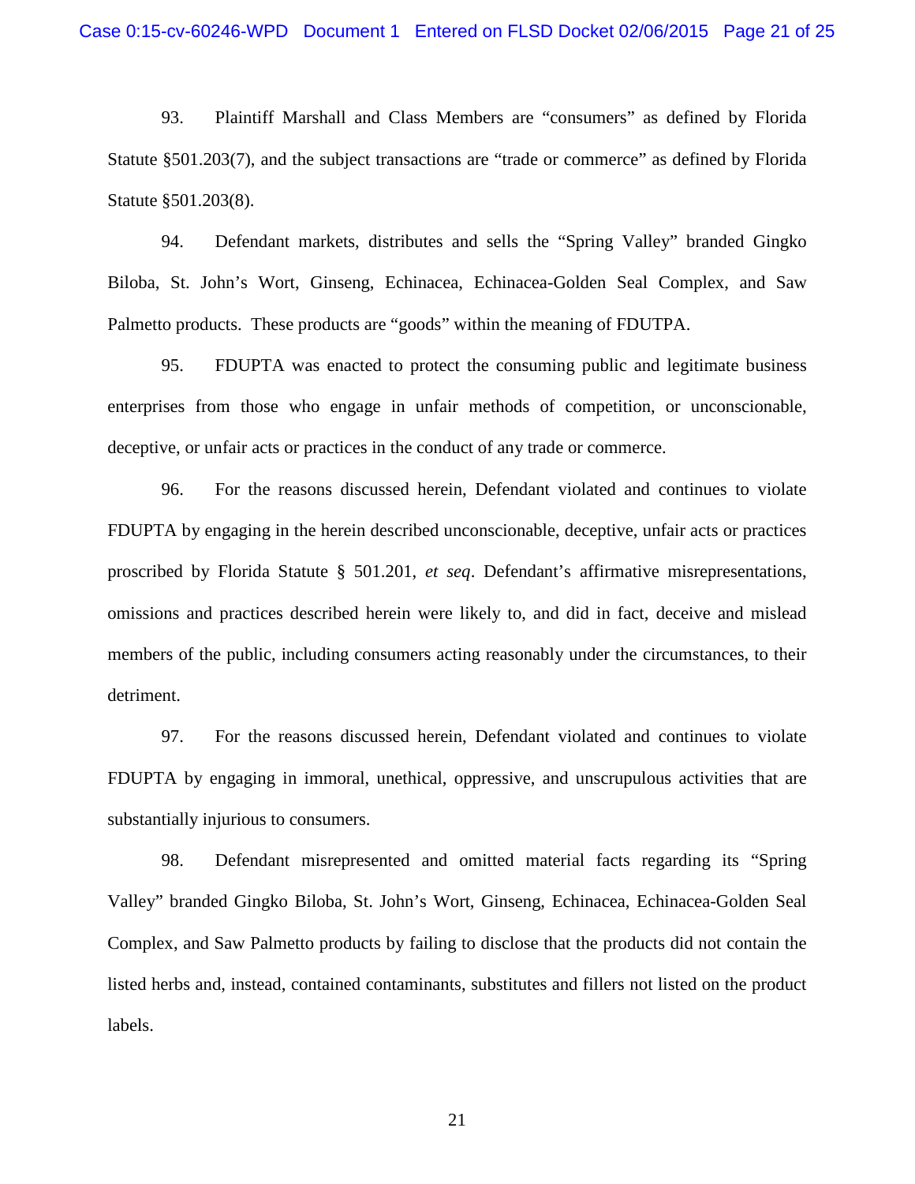93. Plaintiff Marshall and Class Members are "consumers" as defined by Florida Statute §501.203(7), and the subject transactions are "trade or commerce" as defined by Florida Statute §501.203(8).

94. Defendant markets, distributes and sells the "Spring Valley" branded Gingko Biloba, St. John's Wort, Ginseng, Echinacea, Echinacea-Golden Seal Complex, and Saw Palmetto products. These products are "goods" within the meaning of FDUTPA.

95. FDUPTA was enacted to protect the consuming public and legitimate business enterprises from those who engage in unfair methods of competition, or unconscionable, deceptive, or unfair acts or practices in the conduct of any trade or commerce.

96. For the reasons discussed herein, Defendant violated and continues to violate FDUPTA by engaging in the herein described unconscionable, deceptive, unfair acts or practices proscribed by Florida Statute § 501.201, *et seq*. Defendant's affirmative misrepresentations, omissions and practices described herein were likely to, and did in fact, deceive and mislead members of the public, including consumers acting reasonably under the circumstances, to their detriment.

97. For the reasons discussed herein, Defendant violated and continues to violate FDUPTA by engaging in immoral, unethical, oppressive, and unscrupulous activities that are substantially injurious to consumers.

98. Defendant misrepresented and omitted material facts regarding its "Spring Valley" branded Gingko Biloba, St. John's Wort, Ginseng, Echinacea, Echinacea-Golden Seal Complex, and Saw Palmetto products by failing to disclose that the products did not contain the listed herbs and, instead, contained contaminants, substitutes and fillers not listed on the product labels.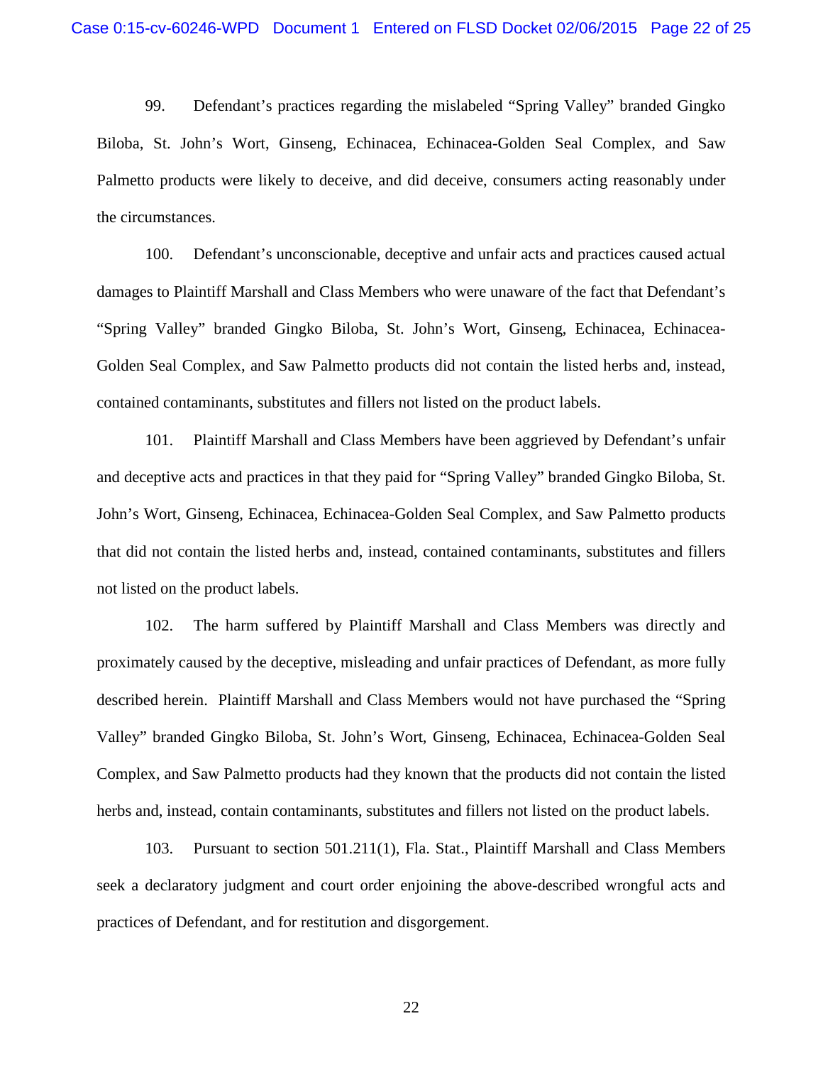99. Defendant's practices regarding the mislabeled "Spring Valley" branded Gingko Biloba, St. John's Wort, Ginseng, Echinacea, Echinacea-Golden Seal Complex, and Saw Palmetto products were likely to deceive, and did deceive, consumers acting reasonably under the circumstances.

100. Defendant's unconscionable, deceptive and unfair acts and practices caused actual damages to Plaintiff Marshall and Class Members who were unaware of the fact that Defendant's "Spring Valley" branded Gingko Biloba, St. John's Wort, Ginseng, Echinacea, Echinacea-Golden Seal Complex, and Saw Palmetto products did not contain the listed herbs and, instead, contained contaminants, substitutes and fillers not listed on the product labels.

101. Plaintiff Marshall and Class Members have been aggrieved by Defendant's unfair and deceptive acts and practices in that they paid for "Spring Valley" branded Gingko Biloba, St. John's Wort, Ginseng, Echinacea, Echinacea-Golden Seal Complex, and Saw Palmetto products that did not contain the listed herbs and, instead, contained contaminants, substitutes and fillers not listed on the product labels.

102. The harm suffered by Plaintiff Marshall and Class Members was directly and proximately caused by the deceptive, misleading and unfair practices of Defendant, as more fully described herein. Plaintiff Marshall and Class Members would not have purchased the "Spring Valley" branded Gingko Biloba, St. John's Wort, Ginseng, Echinacea, Echinacea-Golden Seal Complex, and Saw Palmetto products had they known that the products did not contain the listed herbs and, instead, contain contaminants, substitutes and fillers not listed on the product labels.

103. Pursuant to section 501.211(1), Fla. Stat., Plaintiff Marshall and Class Members seek a declaratory judgment and court order enjoining the above-described wrongful acts and practices of Defendant, and for restitution and disgorgement.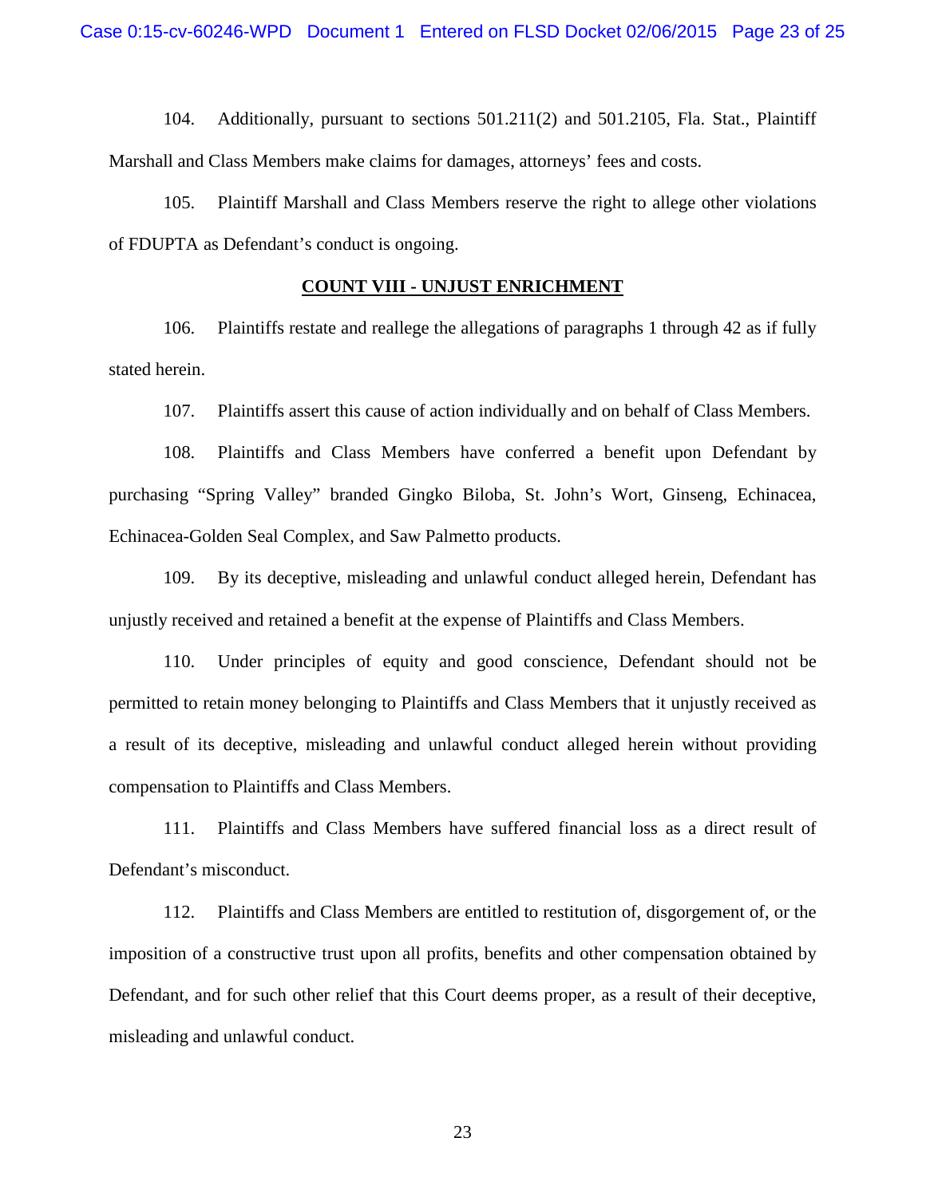104. Additionally, pursuant to sections 501.211(2) and 501.2105, Fla. Stat., Plaintiff Marshall and Class Members make claims for damages, attorneys' fees and costs.

105. Plaintiff Marshall and Class Members reserve the right to allege other violations of FDUPTA as Defendant's conduct is ongoing.

**COUNT VIII - UNJUST ENRICHMENT**

106. Plaintiffs restate and reallege the allegations of paragraphs 1 through 42 as if fully stated herein.

107. Plaintiffs assert this cause of action individually and on behalf of Class Members.

108. Plaintiffs and Class Members have conferred a benefit upon Defendant by purchasing "Spring Valley" branded Gingko Biloba, St. John's Wort, Ginseng, Echinacea, Echinacea-Golden Seal Complex, and Saw Palmetto products.

109. By its deceptive, misleading and unlawful conduct alleged herein, Defendant has unjustly received and retained a benefit at the expense of Plaintiffs and Class Members.

110. Under principles of equity and good conscience, Defendant should not be permitted to retain money belonging to Plaintiffs and Class Members that it unjustly received as a result of its deceptive, misleading and unlawful conduct alleged herein without providing compensation to Plaintiffs and Class Members.

111. Plaintiffs and Class Members have suffered financial loss as a direct result of Defendant's misconduct.

112. Plaintiffs and Class Members are entitled to restitution of, disgorgement of, or the imposition of a constructive trust upon all profits, benefits and other compensation obtained by Defendant, and for such other relief that this Court deems proper, as a result of their deceptive, misleading and unlawful conduct.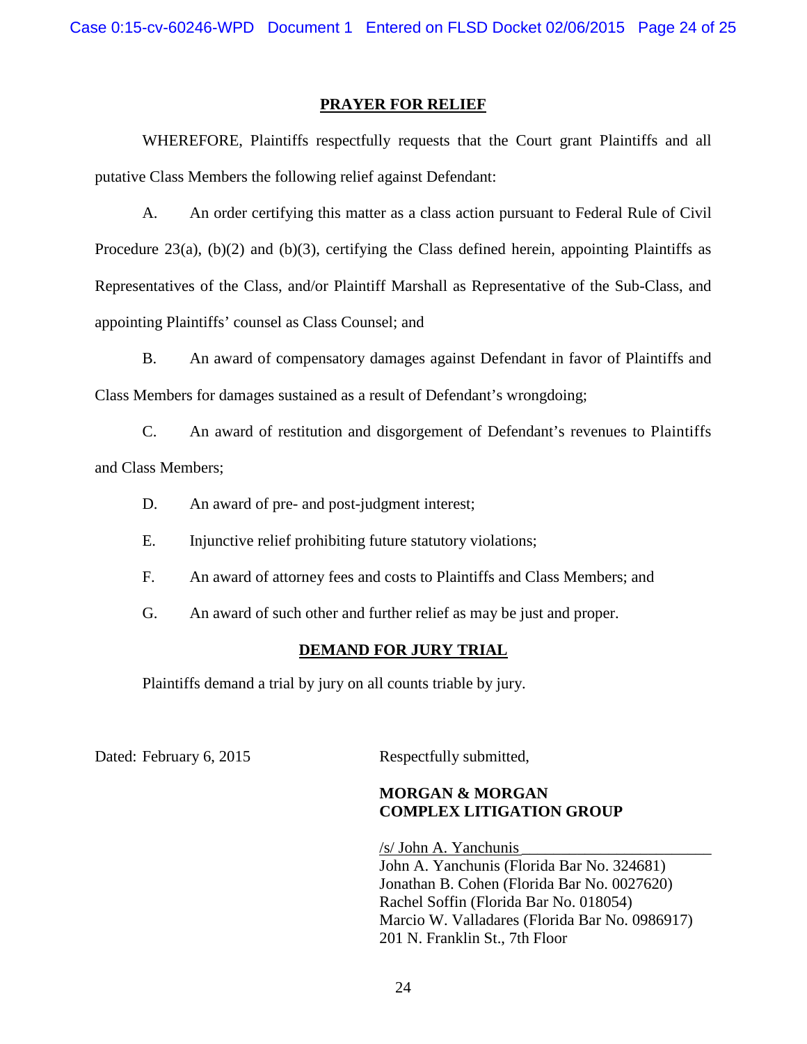## PRAYER FOR RELIEF

WHEREFORE, Plaintiffs respectfully requests that the Court grant Plaintiffs and all putative Class Members the following relief against Defendant:

A. An order certifying this matter as a class action pursuant to Federal Rule of Civil Procedure 23(a), (b)(2) and (b)(3), certifying the Class defined herein, appointing Plaintiffs as Representatives of the Class, and/or Plaintiff Marshall as Representative of the Sub-Class, and appointing Plaintiffs' counsel as Class Counsel; and

B. An award of compensatory damages against Defendant in favor of Plaintiffs and Class Members for damages sustained as a result of Defendant's wrongdoing;

C. An award of restitution and disgorgement of Defendant's revenues to Plaintiffs and Class Members;

D. An award of pre- and post-judgment interest;

E. Injunctive relief prohibiting future statutory violations;

F. An award of attorney fees and costs to Plaintiffs and Class Members; and

G. An award of such other and further relief as may be just and proper.

## DEMAND FOR JURY TRIAL

Plaintiffs demand a trial by jury on all counts triable by jury.

Dated: February 6, 2015

Respectfully submitted,

**MORGAN & MORGAN**
**COMPLEX LITIGATION GROUP**

/s/ John A. Yanchunis
John A. Yanchunis (Florida Bar No. 324681)
Jonathan B. Cohen (Florida Bar No. 0027620)
Rachel Soffin (Florida Bar No. 018054)
Marcio W. Valladares (Florida Bar No. 0986917)
201 N. Franklin St., 7th Floor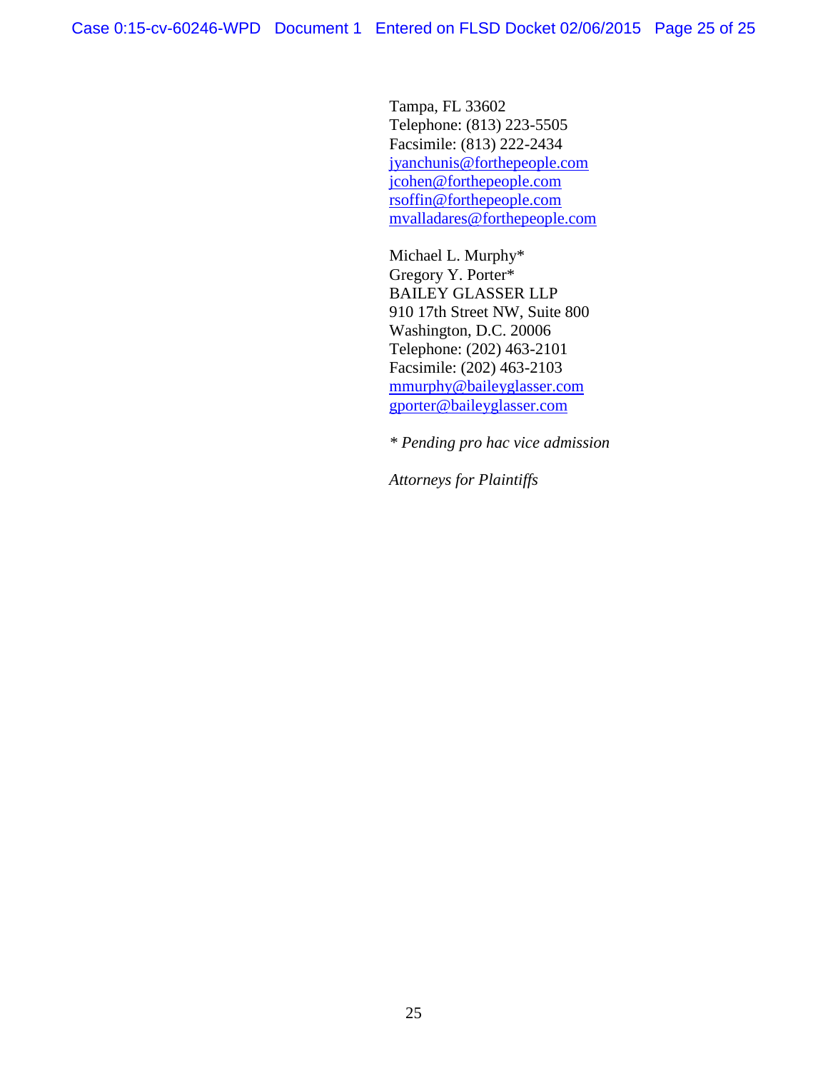Tampa, FL 33602
Telephone: (813) 223-5505
Facsimile: (813) 222-2434
jyanchunis@forthepeople.com
jcohen@forthepeople.com
rsoffin@forthepeople.com
mvalladares@forthepeople.com

Michael L. Murphy*
Gregory Y. Porter*
BAILEY GLASSER LLP
910 17th Street NW, Suite 800
Washington, D.C. 20006
Telephone: (202) 463-2101
Facsimile: (202) 463-2103
mmurphy@baileyglasser.com
gporter@baileyglasser.com

*\* Pending pro hac vice admission*

*Attorneys for Plaintiffs*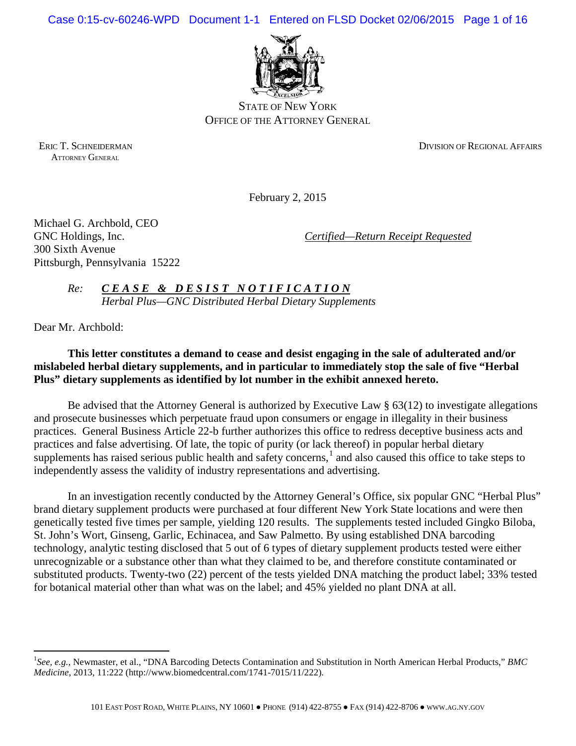STATE OF NEW YORK
OFFICE OF THE ATTORNEY GENERAL

ERIC T. SCHNEIDERMAN
ATTORNEY GENERAL

DIVISION OF REGIONAL AFFAIRS

February 2, 2015

Michael G. Archbold, CEO
GNC Holdings, Inc.
300 Sixth Avenue
Pittsburgh, Pennsylvania 15222

*Certified—Return Receipt Requested*

*Re:* ***C E A S E & D E S I S T N O T I F I C A T I O N***
*Herbal Plus—GNC Distributed Herbal Dietary Supplements*

Dear Mr. Archbold:

**This letter constitutes a demand to cease and desist engaging in the sale of adulterated and/or mislabeled herbal dietary supplements, and in particular to immediately stop the sale of five "Herbal Plus" dietary supplements as identified by lot number in the exhibit annexed hereto.**

Be advised that the Attorney General is authorized by Executive Law § 63(12) to investigate allegations and prosecute businesses which perpetuate fraud upon consumers or engage in illegality in their business practices. General Business Article 22-b further authorizes this office to redress deceptive business acts and practices and false advertising. Of late, the topic of purity (or lack thereof) in popular herbal dietary supplements has raised serious public health and safety concerns,[1] and also caused this office to take steps to independently assess the validity of industry representations and advertising.

In an investigation recently conducted by the Attorney General's Office, six popular GNC "Herbal Plus" brand dietary supplement products were purchased at four different New York State locations and were then genetically tested five times per sample, yielding 120 results. The supplements tested included Gingko Biloba, St. John's Wort, Ginseng, Garlic, Echinacea, and Saw Palmetto. By using established DNA barcoding technology, analytic testing disclosed that 5 out of 6 types of dietary supplement products tested were either unrecognizable or a substance other than what they claimed to be, and therefore constitute contaminated or substituted products. Twenty-two (22) percent of the tests yielded DNA matching the product label; 33% tested for botanical material other than what was on the label; and 45% yielded no plant DNA at all.

[1] *See, e.g.,* Newmaster, et al., "DNA Barcoding Detects Contamination and Substitution in North American Herbal Products," *BMC Medicine*, 2013, 11:222 (http://www.biomedcentral.com/1741-7015/11/222).

101 EAST POST ROAD, WHITE PLAINS, NY 10601 ● PHONE (914) 422-8755 ● FAX (914) 422-8706 ● WWW.AG.NY.GOV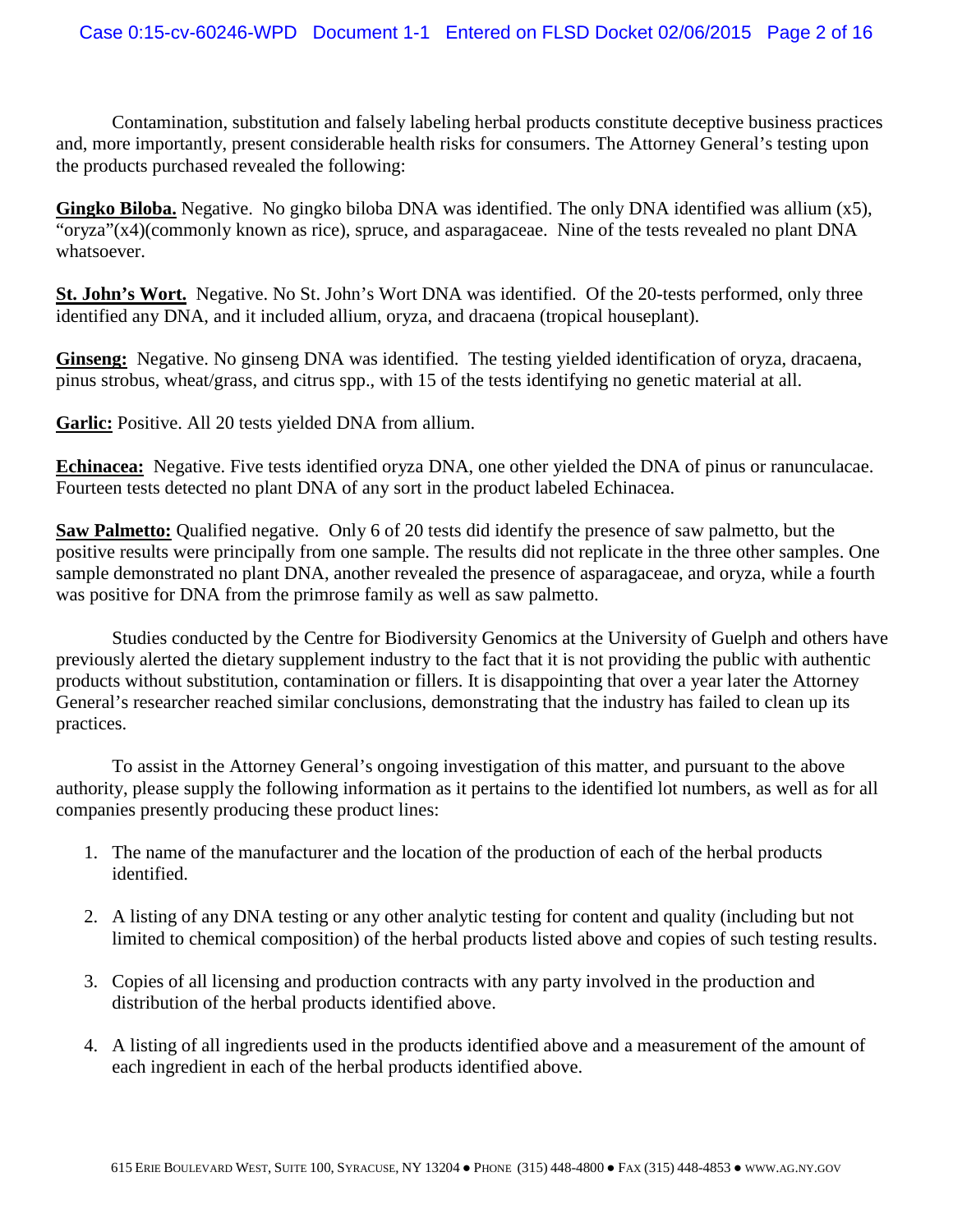Contamination, substitution and falsely labeling herbal products constitute deceptive business practices and, more importantly, present considerable health risks for consumers. The Attorney General's testing upon the products purchased revealed the following:

**Gingko Biloba.** Negative. No gingko biloba DNA was identified. The only DNA identified was allium (x5), "oryza"(x4)(commonly known as rice), spruce, and asparagaceae. Nine of the tests revealed no plant DNA whatsoever.

**St. John's Wort.** Negative. No St. John's Wort DNA was identified. Of the 20-tests performed, only three identified any DNA, and it included allium, oryza, and dracaena (tropical houseplant).

**Ginseng:** Negative. No ginseng DNA was identified. The testing yielded identification of oryza, dracaena, pinus strobus, wheat/grass, and citrus spp., with 15 of the tests identifying no genetic material at all.

**Garlic:** Positive. All 20 tests yielded DNA from allium.

**Echinacea:** Negative. Five tests identified oryza DNA, one other yielded the DNA of pinus or ranunculacae. Fourteen tests detected no plant DNA of any sort in the product labeled Echinacea.

**Saw Palmetto:** Qualified negative. Only 6 of 20 tests did identify the presence of saw palmetto, but the positive results were principally from one sample. The results did not replicate in the three other samples. One sample demonstrated no plant DNA, another revealed the presence of asparagaceae, and oryza, while a fourth was positive for DNA from the primrose family as well as saw palmetto.

Studies conducted by the Centre for Biodiversity Genomics at the University of Guelph and others have previously alerted the dietary supplement industry to the fact that it is not providing the public with authentic products without substitution, contamination or fillers. It is disappointing that over a year later the Attorney General's researcher reached similar conclusions, demonstrating that the industry has failed to clean up its practices.

To assist in the Attorney General's ongoing investigation of this matter, and pursuant to the above authority, please supply the following information as it pertains to the identified lot numbers, as well as for all companies presently producing these product lines:

1. The name of the manufacturer and the location of the production of each of the herbal products identified.
2. A listing of any DNA testing or any other analytic testing for content and quality (including but not limited to chemical composition) of the herbal products listed above and copies of such testing results.
3. Copies of all licensing and production contracts with any party involved in the production and distribution of the herbal products identified above.
4. A listing of all ingredients used in the products identified above and a measurement of the amount of each ingredient in each of the herbal products identified above.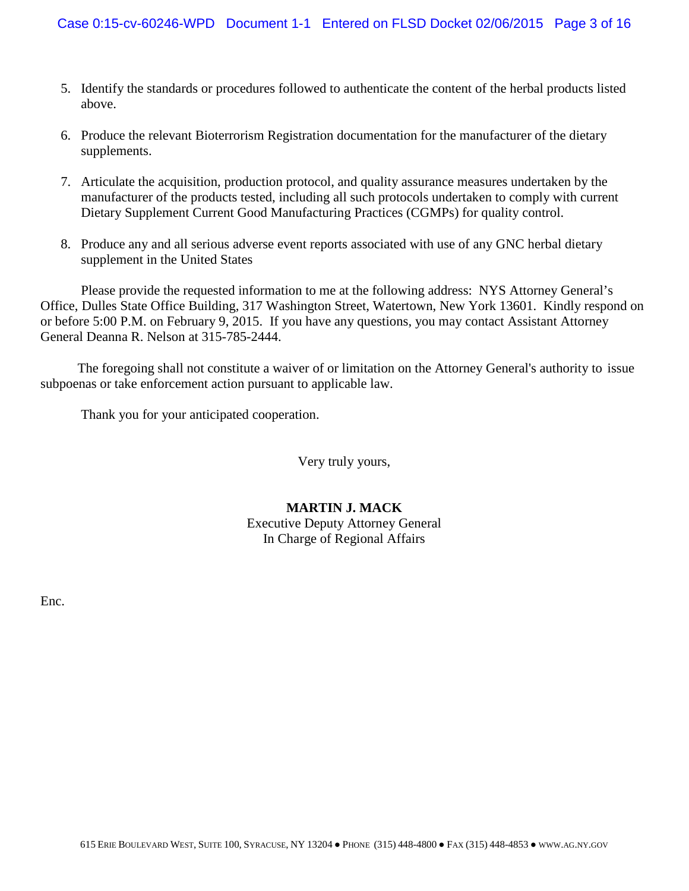5. Identify the standards or procedures followed to authenticate the content of the herbal products listed above.

6. Produce the relevant Bioterrorism Registration documentation for the manufacturer of the dietary supplements.

7. Articulate the acquisition, production protocol, and quality assurance measures undertaken by the manufacturer of the products tested, including all such protocols undertaken to comply with current Dietary Supplement Current Good Manufacturing Practices (CGMPs) for quality control.

8. Produce any and all serious adverse event reports associated with use of any GNC herbal dietary supplement in the United States

Please provide the requested information to me at the following address: NYS Attorney General's Office, Dulles State Office Building, 317 Washington Street, Watertown, New York 13601. Kindly respond on or before 5:00 P.M. on February 9, 2015. If you have any questions, you may contact Assistant Attorney General Deanna R. Nelson at 315-785-2444.

The foregoing shall not constitute a waiver of or limitation on the Attorney General's authority to issue subpoenas or take enforcement action pursuant to applicable law.

Thank you for your anticipated cooperation.

Very truly yours,

**MARTIN J. MACK**
Executive Deputy Attorney General
In Charge of Regional Affairs

Enc.

615 Erie Boulevard West, Suite 100, Syracuse, NY 13204 ● Phone (315) 448-4800 ● Fax (315) 448-4853 ● www.ag.ny.gov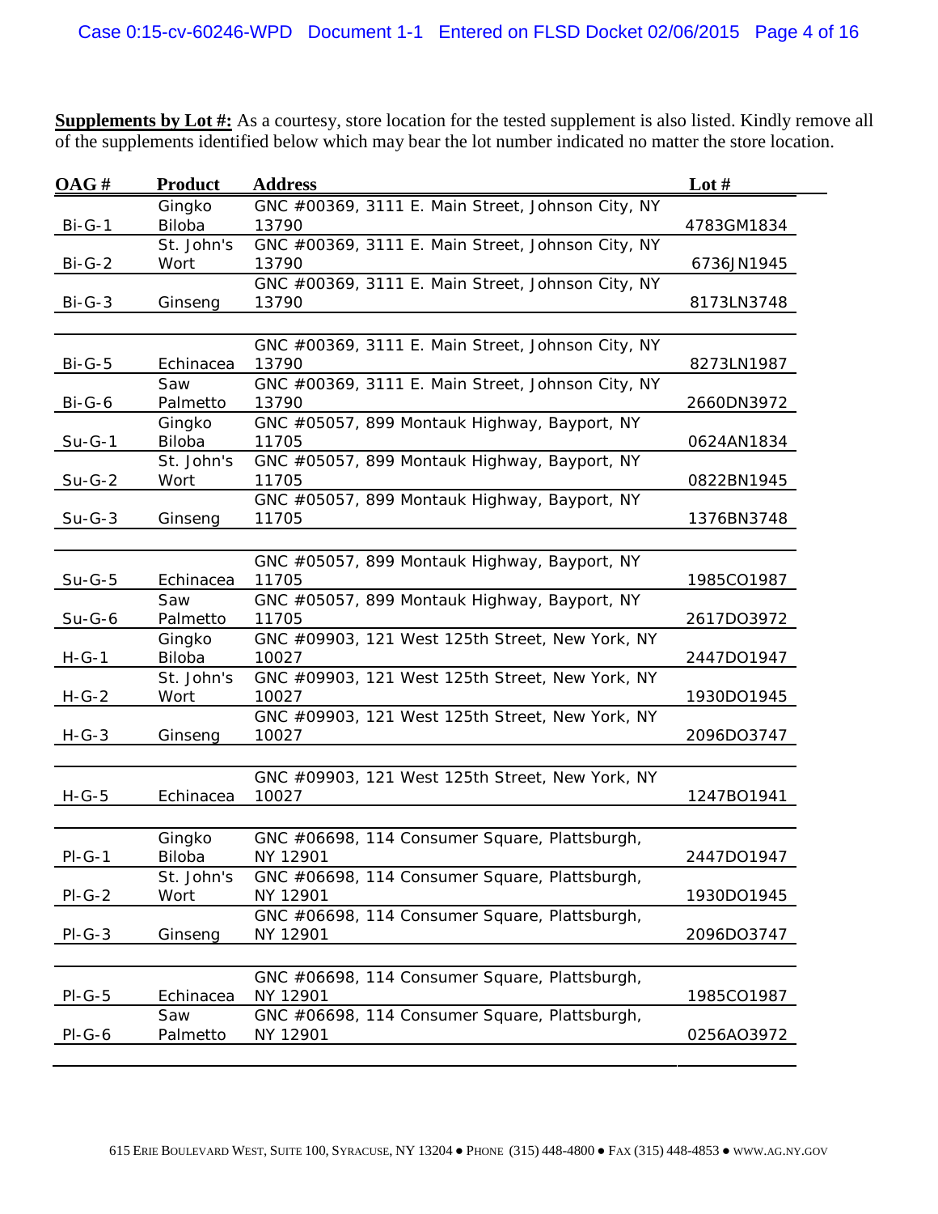**Supplements by Lot #:** As a courtesy, store location for the tested supplement is also listed. Kindly remove all of the supplements identified below which may bear the lot number indicated no matter the store location.

| OAG # | Product | Address | Lot # |
|---|---|---|---|
| Bi-G-1 | Gingko Biloba | GNC #00369, 3111 E. Main Street, Johnson City, NY 13790 | 4783GM1834 |
| Bi-G-2 | St. John's Wort | GNC #00369, 3111 E. Main Street, Johnson City, NY 13790 | 6736JN1945 |
| Bi-G-3 | Ginseng | GNC #00369, 3111 E. Main Street, Johnson City, NY 13790 | 8173LN3748 |
| | | | |
| Bi-G-5 | Echinacea | GNC #00369, 3111 E. Main Street, Johnson City, NY 13790 | 8273LN1987 |
| Bi-G-6 | Saw Palmetto | GNC #00369, 3111 E. Main Street, Johnson City, NY 13790 | 2660DN3972 |
| Su-G-1 | Gingko Biloba | GNC #05057, 899 Montauk Highway, Bayport, NY 11705 | 0624AN1834 |
| Su-G-2 | St. John's Wort | GNC #05057, 899 Montauk Highway, Bayport, NY 11705 | 0822BN1945 |
| Su-G-3 | Ginseng | GNC #05057, 899 Montauk Highway, Bayport, NY 11705 | 1376BN3748 |
| | | | |
| Su-G-5 | Echinacea | GNC #05057, 899 Montauk Highway, Bayport, NY 11705 | 1985CO1987 |
| Su-G-6 | Saw Palmetto | GNC #05057, 899 Montauk Highway, Bayport, NY 11705 | 2617DO3972 |
| H-G-1 | Gingko Biloba | GNC #09903, 121 West 125th Street, New York, NY 10027 | 2447DO1947 |
| H-G-2 | St. John's Wort | GNC #09903, 121 West 125th Street, New York, NY 10027 | 1930DO1945 |
| H-G-3 | Ginseng | GNC #09903, 121 West 125th Street, New York, NY 10027 | 2096DO3747 |
| | | | |
| H-G-5 | Echinacea | GNC #09903, 121 West 125th Street, New York, NY 10027 | 1247BO1941 |
| | | | |
| Pl-G-1 | Gingko Biloba | GNC #06698, 114 Consumer Square, Plattsburgh, NY 12901 | 2447DO1947 |
| Pl-G-2 | St. John's Wort | GNC #06698, 114 Consumer Square, Plattsburgh, NY 12901 | 1930DO1945 |
| Pl-G-3 | Ginseng | GNC #06698, 114 Consumer Square, Plattsburgh, NY 12901 | 2096DO3747 |
| | | | |
| Pl-G-5 | Echinacea | GNC #06698, 114 Consumer Square, Plattsburgh, NY 12901 | 1985CO1987 |
| Pl-G-6 | Saw Palmetto | GNC #06698, 114 Consumer Square, Plattsburgh, NY 12901 | 0256AO3972 |

615 Erie Boulevard West, Suite 100, Syracuse, NY 13204 ● Phone (315) 448-4800 ● Fax (315) 448-4853 ● www.ag.ny.gov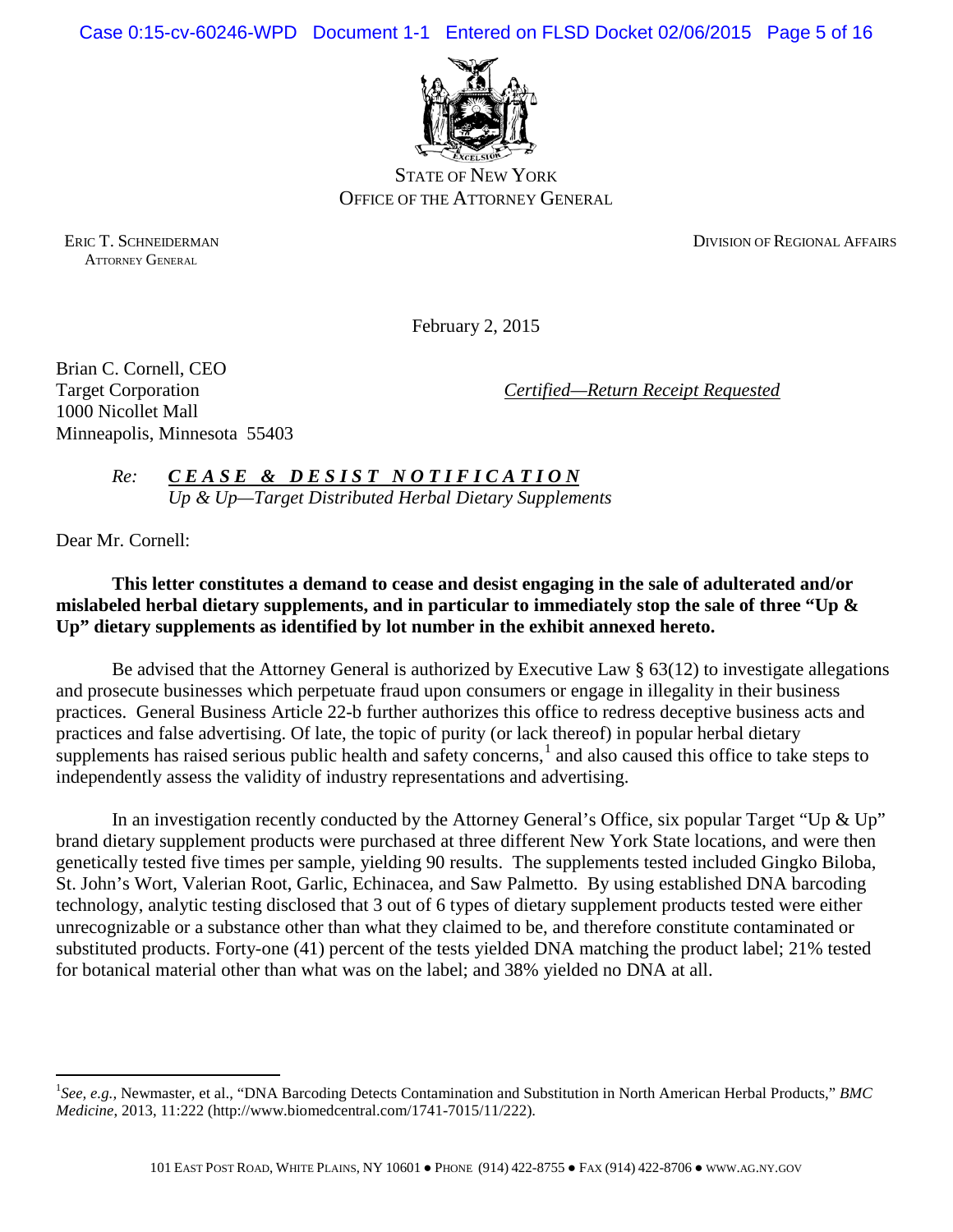STATE OF NEW YORK
OFFICE OF THE ATTORNEY GENERAL

ERIC T. SCHNEIDERMAN
ATTORNEY GENERAL

DIVISION OF REGIONAL AFFAIRS

February 2, 2015

Brian C. Cornell, CEO
Target Corporation
1000 Nicollet Mall
Minneapolis, Minnesota 55403

*Certified—Return Receipt Requested*

*Re:* ***C E A S E & D E S I S T N O T I F I C A T I O N***
*Up & Up—Target Distributed Herbal Dietary Supplements*

Dear Mr. Cornell:

**This letter constitutes a demand to cease and desist engaging in the sale of adulterated and/or mislabeled herbal dietary supplements, and in particular to immediately stop the sale of three "Up & Up" dietary supplements as identified by lot number in the exhibit annexed hereto.**

Be advised that the Attorney General is authorized by Executive Law § 63(12) to investigate allegations and prosecute businesses which perpetuate fraud upon consumers or engage in illegality in their business practices. General Business Article 22-b further authorizes this office to redress deceptive business acts and practices and false advertising. Of late, the topic of purity (or lack thereof) in popular herbal dietary supplements has raised serious public health and safety concerns,[1] and also caused this office to take steps to independently assess the validity of industry representations and advertising.

In an investigation recently conducted by the Attorney General's Office, six popular Target "Up & Up" brand dietary supplement products were purchased at three different New York State locations, and were then genetically tested five times per sample, yielding 90 results. The supplements tested included Gingko Biloba, St. John's Wort, Valerian Root, Garlic, Echinacea, and Saw Palmetto. By using established DNA barcoding technology, analytic testing disclosed that 3 out of 6 types of dietary supplement products tested were either unrecognizable or a substance other than what they claimed to be, and therefore constitute contaminated or substituted products. Forty-one (41) percent of the tests yielded DNA matching the product label; 21% tested for botanical material other than what was on the label; and 38% yielded no DNA at all.

---

[1] *See, e.g.,* Newmaster, et al., "DNA Barcoding Detects Contamination and Substitution in North American Herbal Products," *BMC Medicine,* 2013, 11:222 (http://www.biomedcentral.com/1741-7015/11/222).

101 EAST POST ROAD, WHITE PLAINS, NY 10601 ● PHONE (914) 422-8755 ● FAX (914) 422-8706 ● WWW.AG.NY.GOV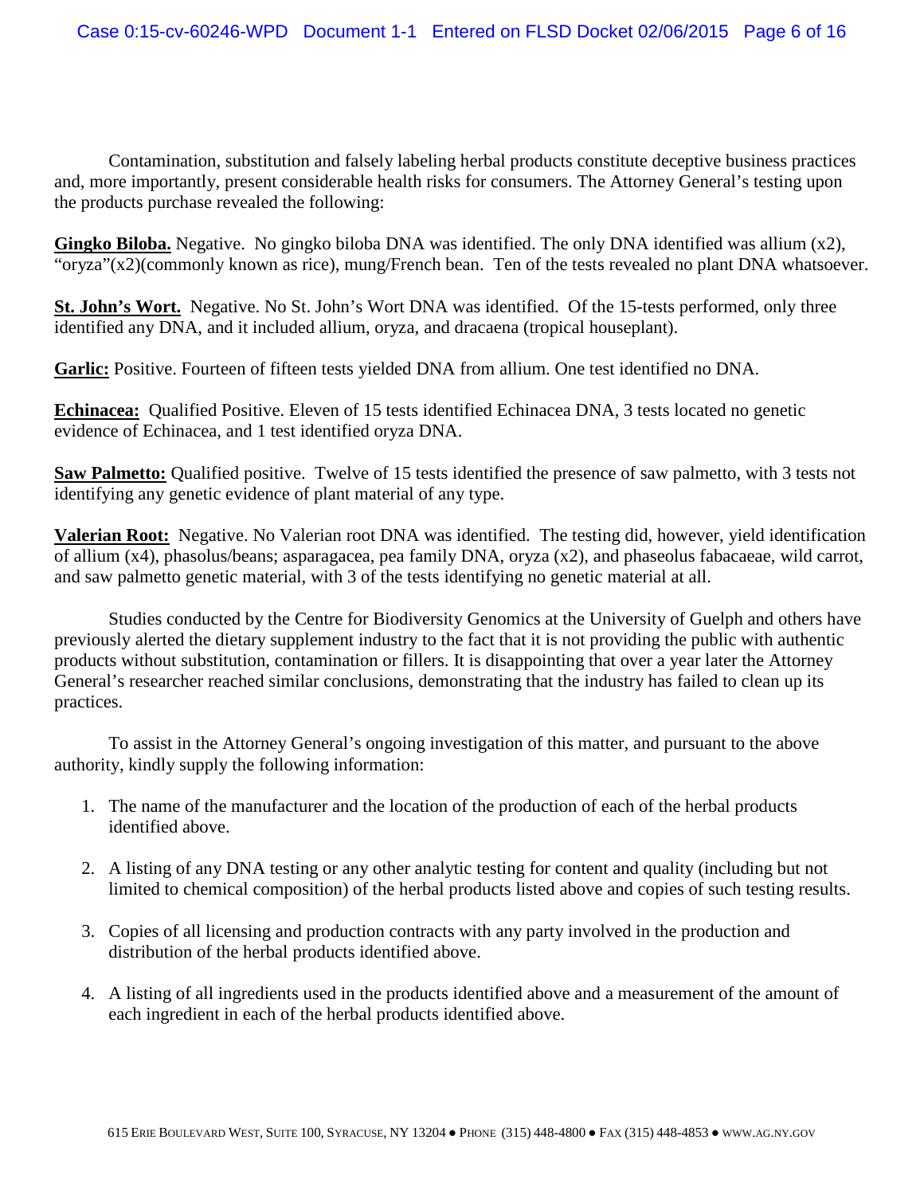Contamination, substitution and falsely labeling herbal products constitute deceptive business practices and, more importantly, present considerable health risks for consumers. The Attorney General's testing upon the products purchase revealed the following:

**Gingko Biloba.** Negative. No gingko biloba DNA was identified. The only DNA identified was allium (x2), "oryza"(x2)(commonly known as rice), mung/French bean. Ten of the tests revealed no plant DNA whatsoever.

**St. John's Wort.** Negative. No St. John's Wort DNA was identified. Of the 15-tests performed, only three identified any DNA, and it included allium, oryza, and dracaena (tropical houseplant).

**Garlic:** Positive. Fourteen of fifteen tests yielded DNA from allium. One test identified no DNA.

**Echinacea:** Qualified Positive. Eleven of 15 tests identified Echinacea DNA, 3 tests located no genetic evidence of Echinacea, and 1 test identified oryza DNA.

**Saw Palmetto:** Qualified positive. Twelve of 15 tests identified the presence of saw palmetto, with 3 tests not identifying any genetic evidence of plant material of any type.

**Valerian Root:** Negative. No Valerian root DNA was identified. The testing did, however, yield identification of allium (x4), phasolus/beans; asparagacea, pea family DNA, oryza (x2), and phaseolus fabacaeae, wild carrot, and saw palmetto genetic material, with 3 of the tests identifying no genetic material at all.

Studies conducted by the Centre for Biodiversity Genomics at the University of Guelph and others have previously alerted the dietary supplement industry to the fact that it is not providing the public with authentic products without substitution, contamination or fillers. It is disappointing that over a year later the Attorney General's researcher reached similar conclusions, demonstrating that the industry has failed to clean up its practices.

To assist in the Attorney General's ongoing investigation of this matter, and pursuant to the above authority, kindly supply the following information:

1. The name of the manufacturer and the location of the production of each of the herbal products identified above.
2. A listing of any DNA testing or any other analytic testing for content and quality (including but not limited to chemical composition) of the herbal products listed above and copies of such testing results.
3. Copies of all licensing and production contracts with any party involved in the production and distribution of the herbal products identified above.
4. A listing of all ingredients used in the products identified above and a measurement of the amount of each ingredient in each of the herbal products identified above.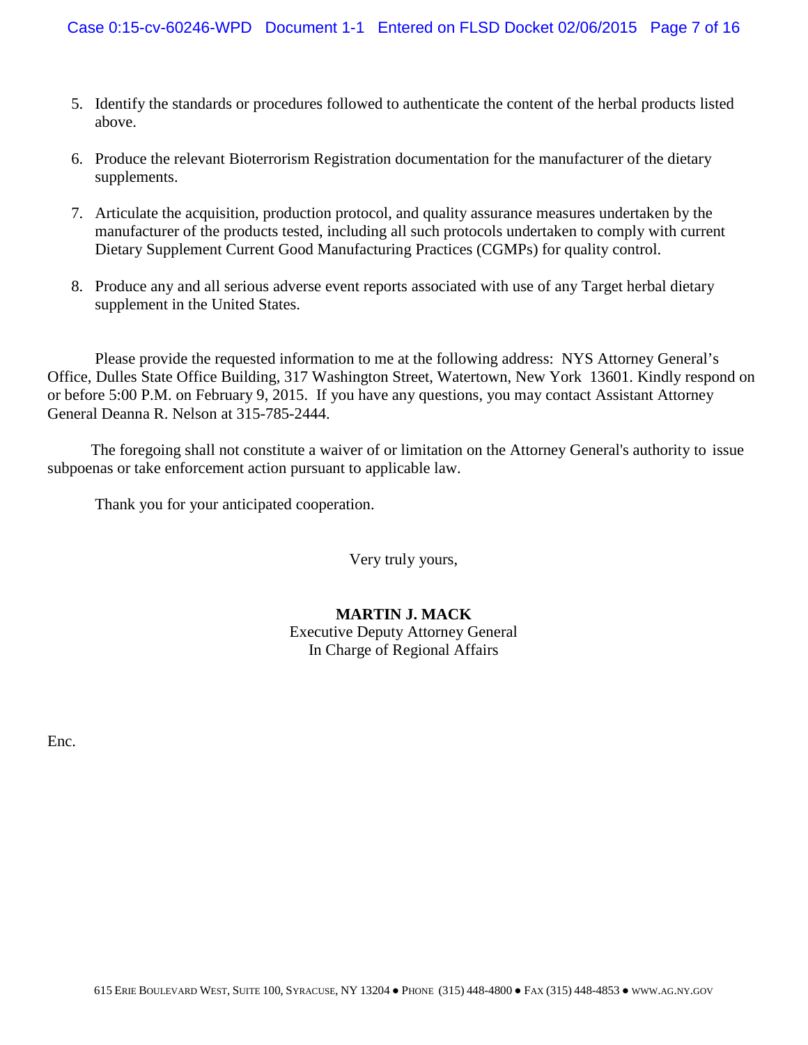5. Identify the standards or procedures followed to authenticate the content of the herbal products listed above.

6. Produce the relevant Bioterrorism Registration documentation for the manufacturer of the dietary supplements.

7. Articulate the acquisition, production protocol, and quality assurance measures undertaken by the manufacturer of the products tested, including all such protocols undertaken to comply with current Dietary Supplement Current Good Manufacturing Practices (CGMPs) for quality control.

8. Produce any and all serious adverse event reports associated with use of any Target herbal dietary supplement in the United States.

Please provide the requested information to me at the following address: NYS Attorney General's Office, Dulles State Office Building, 317 Washington Street, Watertown, New York 13601. Kindly respond on or before 5:00 P.M. on February 9, 2015. If you have any questions, you may contact Assistant Attorney General Deanna R. Nelson at 315-785-2444.

The foregoing shall not constitute a waiver of or limitation on the Attorney General's authority to issue subpoenas or take enforcement action pursuant to applicable law.

Thank you for your anticipated cooperation.

Very truly yours,

**MARTIN J. MACK**
Executive Deputy Attorney General
In Charge of Regional Affairs

Enc.

615 Erie Boulevard West, Suite 100, Syracuse, NY 13204 ● Phone (315) 448-4800 ● Fax (315) 448-4853 ● www.ag.ny.gov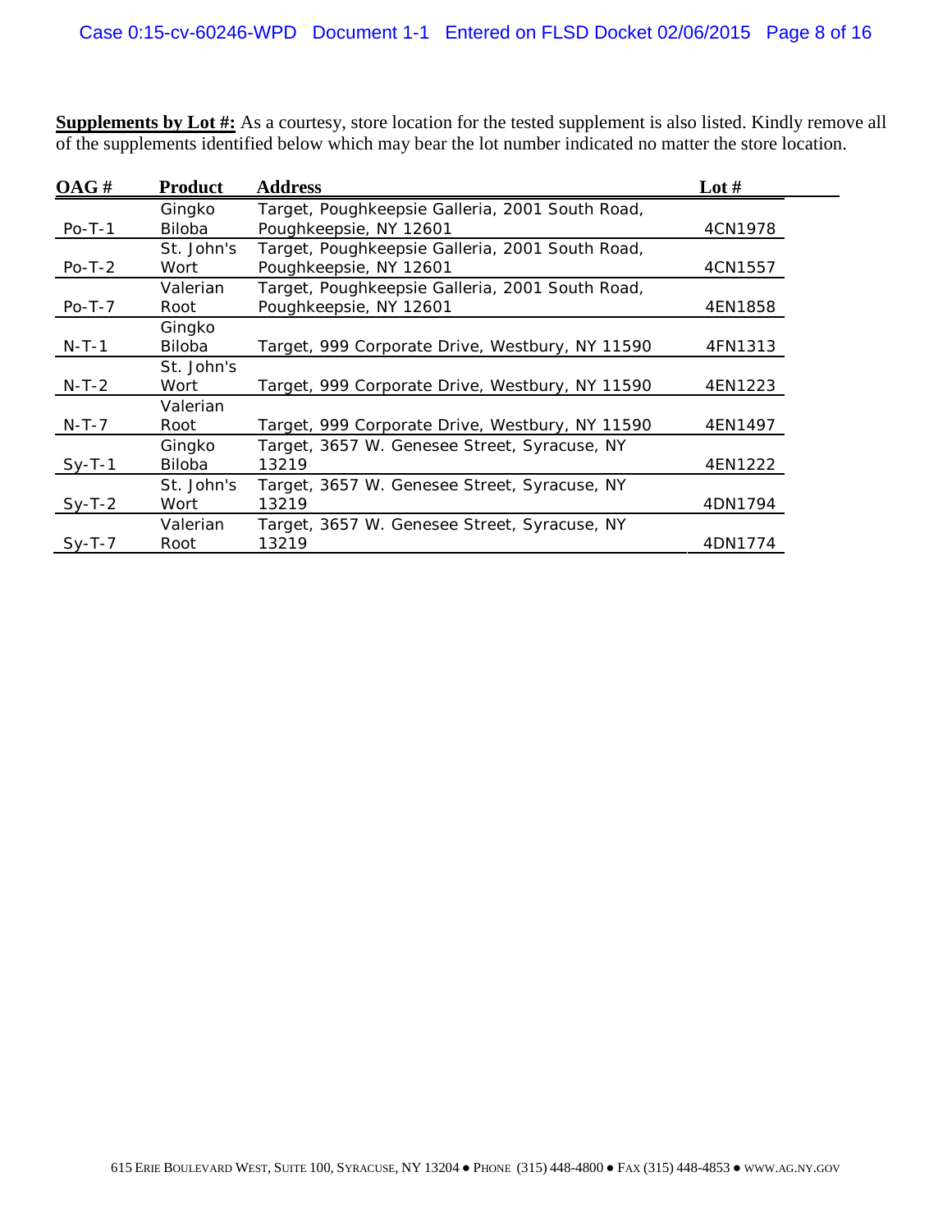**Supplements by Lot #:** As a courtesy, store location for the tested supplement is also listed. Kindly remove all of the supplements identified below which may bear the lot number indicated no matter the store location.

| OAG # | Product | Address | Lot # |
|---|---|---|---|
| Po-T-1 | Gingko Biloba | Target, Poughkeepsie Galleria, 2001 South Road, Poughkeepsie, NY 12601 | 4CN1978 |
| Po-T-2 | St. John's Wort | Target, Poughkeepsie Galleria, 2001 South Road, Poughkeepsie, NY 12601 | 4CN1557 |
| Po-T-7 | Valerian Root | Target, Poughkeepsie Galleria, 2001 South Road, Poughkeepsie, NY 12601 | 4EN1858 |
| N-T-1 | Gingko Biloba | Target, 999 Corporate Drive, Westbury, NY 11590 | 4FN1313 |
| N-T-2 | St. John's Wort | Target, 999 Corporate Drive, Westbury, NY 11590 | 4EN1223 |
| N-T-7 | Valerian Root | Target, 999 Corporate Drive, Westbury, NY 11590 | 4EN1497 |
| Sy-T-1 | Gingko Biloba | Target, 3657 W. Genesee Street, Syracuse, NY 13219 | 4EN1222 |
| Sy-T-2 | St. John's Wort | Target, 3657 W. Genesee Street, Syracuse, NY 13219 | 4DN1794 |
| Sy-T-7 | Valerian Root | Target, 3657 W. Genesee Street, Syracuse, NY 13219 | 4DN1774 |

615 Erie Boulevard West, Suite 100, Syracuse, NY 13204 ● Phone (315) 448-4800 ● Fax (315) 448-4853 ● www.ag.ny.gov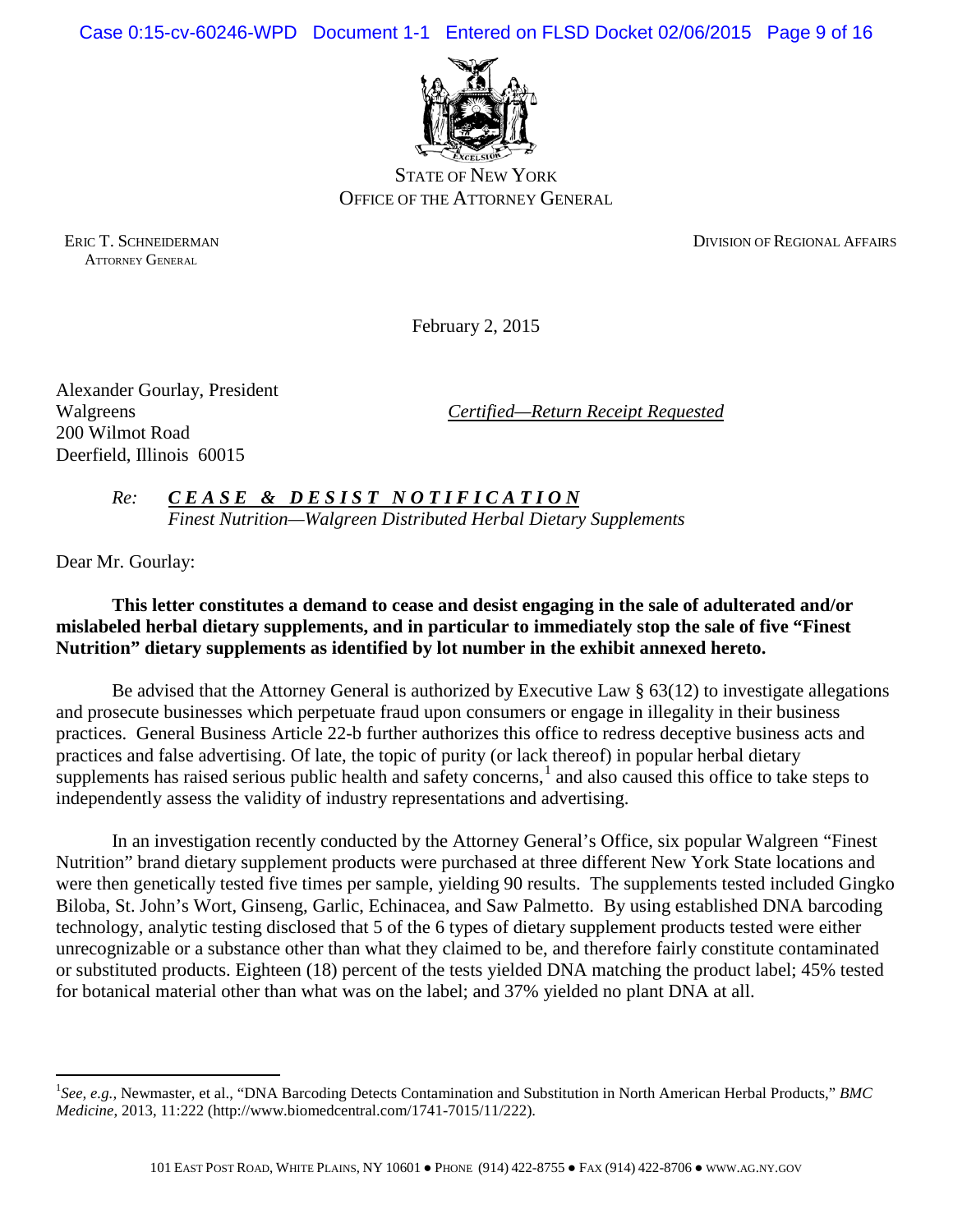STATE OF NEW YORK
OFFICE OF THE ATTORNEY GENERAL

ERIC T. SCHNEIDERMAN
ATTORNEY GENERAL

DIVISION OF REGIONAL AFFAIRS

February 2, 2015

Alexander Gourlay, President
Walgreens
200 Wilmot Road
Deerfield, Illinois 60015

*Certified—Return Receipt Requested*

*Re:* ***C E A S E & D E S I S T N O T I F I C A T I O N***
*Finest Nutrition—Walgreen Distributed Herbal Dietary Supplements*

Dear Mr. Gourlay:

**This letter constitutes a demand to cease and desist engaging in the sale of adulterated and/or mislabeled herbal dietary supplements, and in particular to immediately stop the sale of five "Finest Nutrition" dietary supplements as identified by lot number in the exhibit annexed hereto.**

Be advised that the Attorney General is authorized by Executive Law § 63(12) to investigate allegations and prosecute businesses which perpetuate fraud upon consumers or engage in illegality in their business practices. General Business Article 22-b further authorizes this office to redress deceptive business acts and practices and false advertising. Of late, the topic of purity (or lack thereof) in popular herbal dietary supplements has raised serious public health and safety concerns,[1] and also caused this office to take steps to independently assess the validity of industry representations and advertising.

In an investigation recently conducted by the Attorney General's Office, six popular Walgreen "Finest Nutrition" brand dietary supplement products were purchased at three different New York State locations and were then genetically tested five times per sample, yielding 90 results. The supplements tested included Gingko Biloba, St. John's Wort, Ginseng, Garlic, Echinacea, and Saw Palmetto. By using established DNA barcoding technology, analytic testing disclosed that 5 of the 6 types of dietary supplement products tested were either unrecognizable or a substance other than what they claimed to be, and therefore fairly constitute contaminated or substituted products. Eighteen (18) percent of the tests yielded DNA matching the product label; 45% tested for botanical material other than what was on the label; and 37% yielded no plant DNA at all.

[1] *See, e.g.,* Newmaster, et al., "DNA Barcoding Detects Contamination and Substitution in North American Herbal Products," *BMC Medicine,* 2013, 11:222 (http://www.biomedcentral.com/1741-7015/11/222).

101 EAST POST ROAD, WHITE PLAINS, NY 10601 ● PHONE (914) 422-8755 ● FAX (914) 422-8706 ● WWW.AG.NY.GOV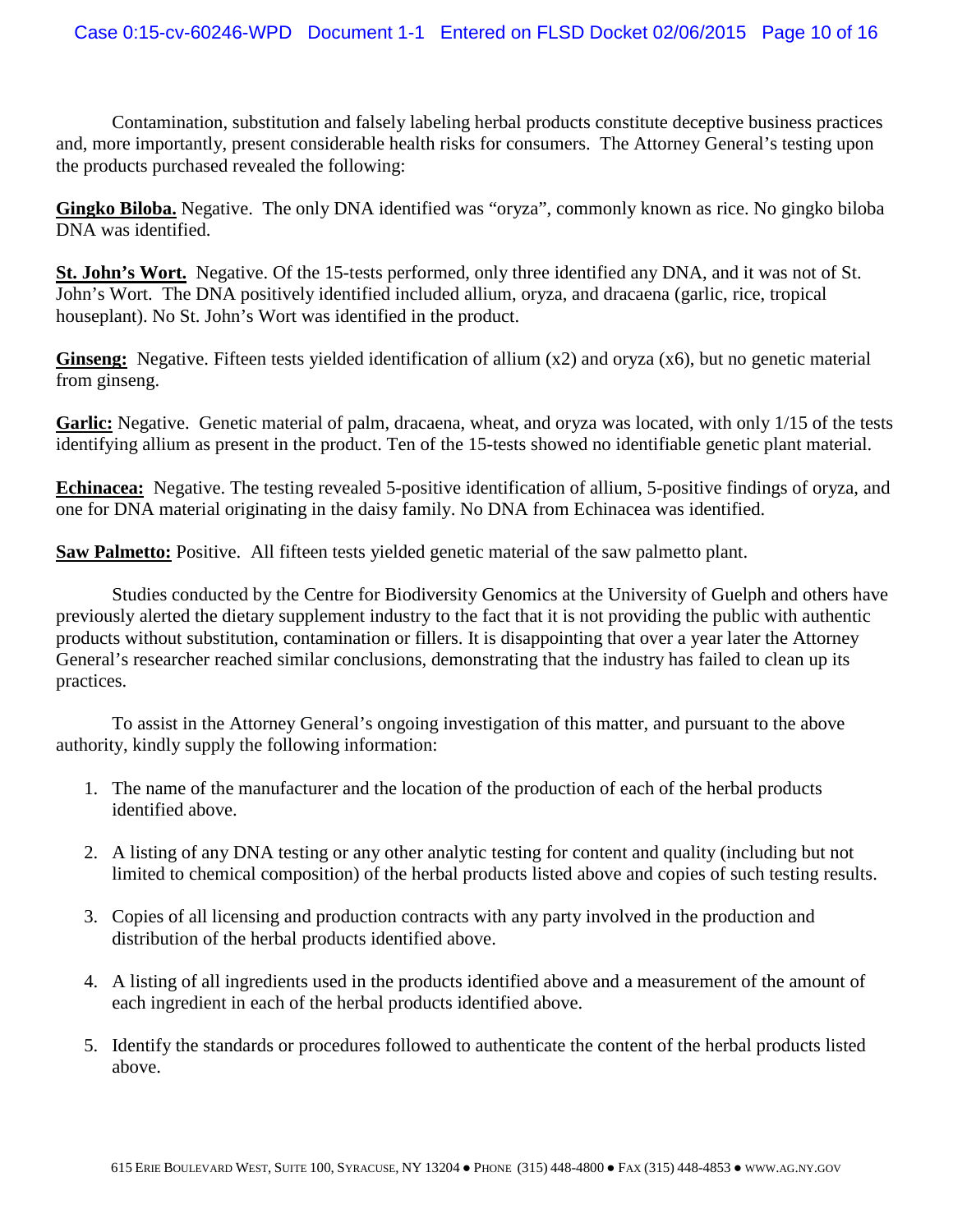Contamination, substitution and falsely labeling herbal products constitute deceptive business practices and, more importantly, present considerable health risks for consumers. The Attorney General's testing upon the products purchased revealed the following:

**Gingko Biloba.** Negative. The only DNA identified was "oryza", commonly known as rice. No gingko biloba DNA was identified.

**St. John's Wort.** Negative. Of the 15-tests performed, only three identified any DNA, and it was not of St. John's Wort. The DNA positively identified included allium, oryza, and dracaena (garlic, rice, tropical houseplant). No St. John's Wort was identified in the product.

**Ginseng:** Negative. Fifteen tests yielded identification of allium (x2) and oryza (x6), but no genetic material from ginseng.

**Garlic:** Negative. Genetic material of palm, dracaena, wheat, and oryza was located, with only 1/15 of the tests identifying allium as present in the product. Ten of the 15-tests showed no identifiable genetic plant material.

**Echinacea:** Negative. The testing revealed 5-positive identification of allium, 5-positive findings of oryza, and one for DNA material originating in the daisy family. No DNA from Echinacea was identified.

**Saw Palmetto:** Positive. All fifteen tests yielded genetic material of the saw palmetto plant.

Studies conducted by the Centre for Biodiversity Genomics at the University of Guelph and others have previously alerted the dietary supplement industry to the fact that it is not providing the public with authentic products without substitution, contamination or fillers. It is disappointing that over a year later the Attorney General's researcher reached similar conclusions, demonstrating that the industry has failed to clean up its practices.

To assist in the Attorney General's ongoing investigation of this matter, and pursuant to the above authority, kindly supply the following information:

1. The name of the manufacturer and the location of the production of each of the herbal products identified above.
2. A listing of any DNA testing or any other analytic testing for content and quality (including but not limited to chemical composition) of the herbal products listed above and copies of such testing results.
3. Copies of all licensing and production contracts with any party involved in the production and distribution of the herbal products identified above.
4. A listing of all ingredients used in the products identified above and a measurement of the amount of each ingredient in each of the herbal products identified above.
5. Identify the standards or procedures followed to authenticate the content of the herbal products listed above.

615 Erie Boulevard West, Suite 100, Syracuse, NY 13204 ● Phone (315) 448-4800 ● Fax (315) 448-4853 ● www.ag.ny.gov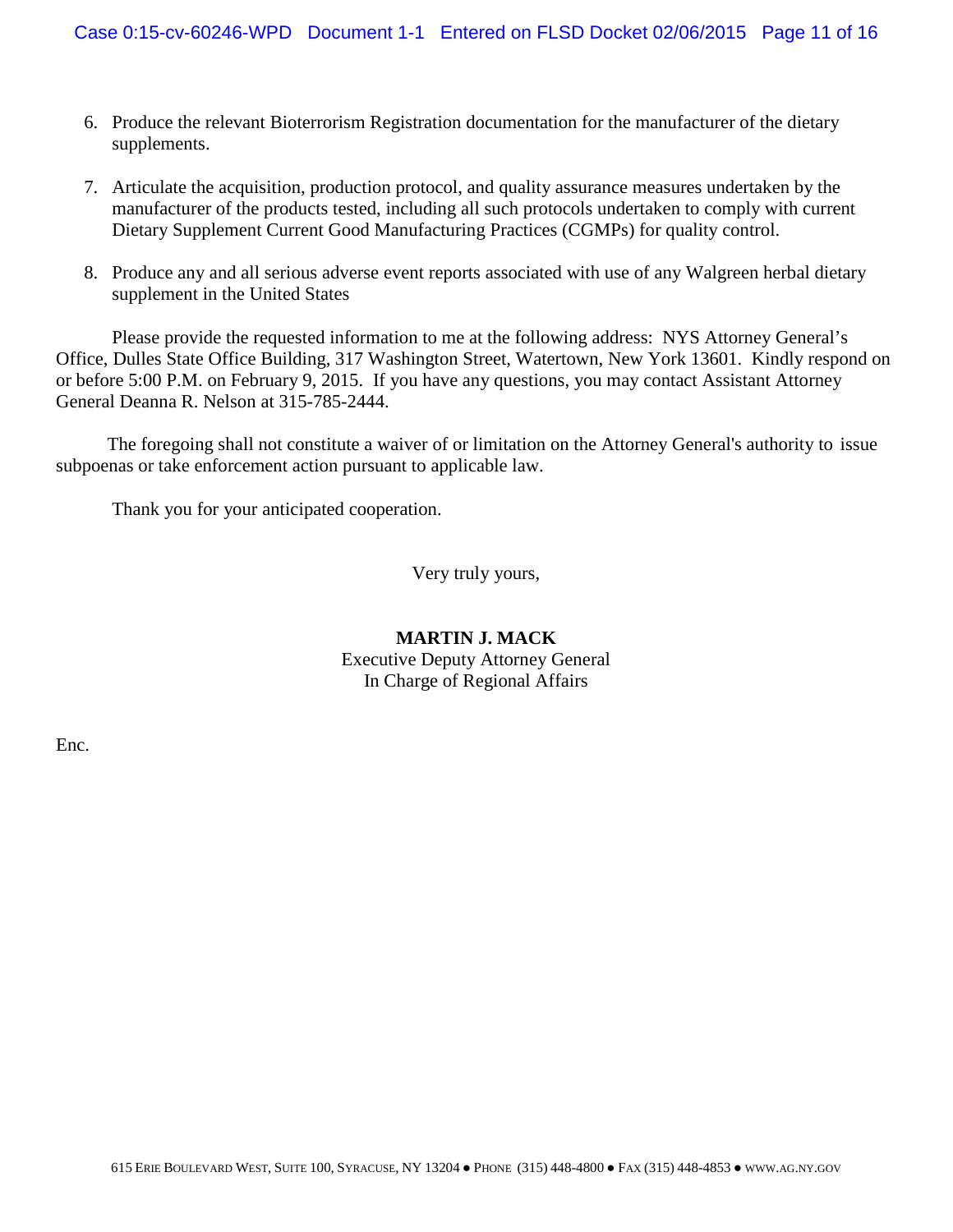6. Produce the relevant Bioterrorism Registration documentation for the manufacturer of the dietary supplements.

7. Articulate the acquisition, production protocol, and quality assurance measures undertaken by the manufacturer of the products tested, including all such protocols undertaken to comply with current Dietary Supplement Current Good Manufacturing Practices (CGMPs) for quality control.

8. Produce any and all serious adverse event reports associated with use of any Walgreen herbal dietary supplement in the United States

Please provide the requested information to me at the following address: NYS Attorney General's Office, Dulles State Office Building, 317 Washington Street, Watertown, New York 13601. Kindly respond on or before 5:00 P.M. on February 9, 2015. If you have any questions, you may contact Assistant Attorney General Deanna R. Nelson at 315-785-2444.

The foregoing shall not constitute a waiver of or limitation on the Attorney General's authority to issue subpoenas or take enforcement action pursuant to applicable law.

Thank you for your anticipated cooperation.

Very truly yours,

**MARTIN J. MACK**
Executive Deputy Attorney General
In Charge of Regional Affairs

Enc.

615 ERIE BOULEVARD WEST, SUITE 100, SYRACUSE, NY 13204 ● PHONE (315) 448-4800 ● FAX (315) 448-4853 ● WWW.AG.NY.GOV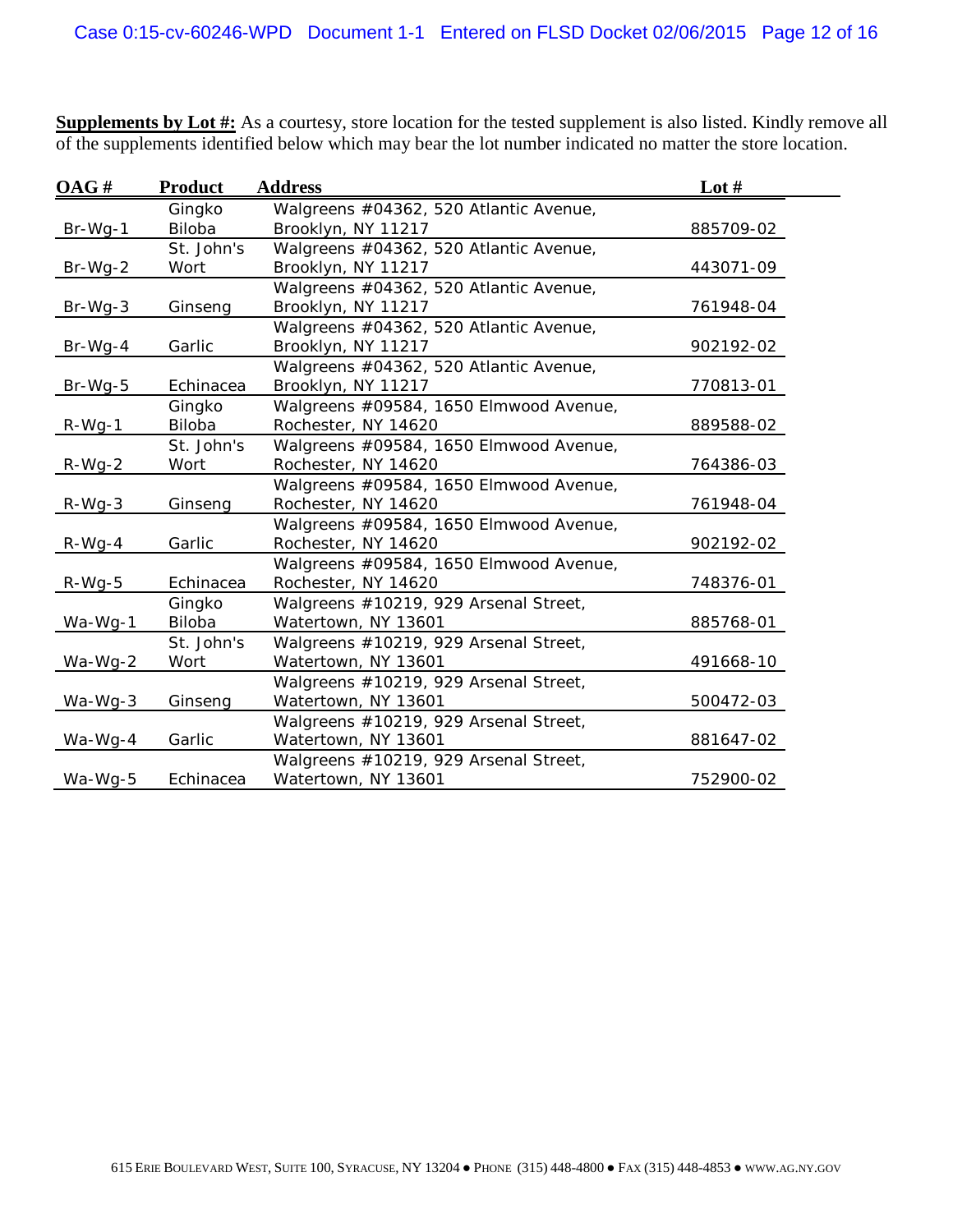**Supplements by Lot #:** As a courtesy, store location for the tested supplement is also listed. Kindly remove all of the supplements identified below which may bear the lot number indicated no matter the store location.

| OAG # | Product | Address | Lot # |
|---|---|---|---|
| Br-Wg-1 | Gingko Biloba | Walgreens #04362, 520 Atlantic Avenue, Brooklyn, NY 11217 | 885709-02 |
| Br-Wg-2 | St. John's Wort | Walgreens #04362, 520 Atlantic Avenue, Brooklyn, NY 11217 | 443071-09 |
| Br-Wg-3 | Ginseng | Walgreens #04362, 520 Atlantic Avenue, Brooklyn, NY 11217 | 761948-04 |
| Br-Wg-4 | Garlic | Walgreens #04362, 520 Atlantic Avenue, Brooklyn, NY 11217 | 902192-02 |
| Br-Wg-5 | Echinacea | Walgreens #04362, 520 Atlantic Avenue, Brooklyn, NY 11217 | 770813-01 |
| R-Wg-1 | Gingko Biloba | Walgreens #09584, 1650 Elmwood Avenue, Rochester, NY 14620 | 889588-02 |
| R-Wg-2 | St. John's Wort | Walgreens #09584, 1650 Elmwood Avenue, Rochester, NY 14620 | 764386-03 |
| R-Wg-3 | Ginseng | Walgreens #09584, 1650 Elmwood Avenue, Rochester, NY 14620 | 761948-04 |
| R-Wg-4 | Garlic | Walgreens #09584, 1650 Elmwood Avenue, Rochester, NY 14620 | 902192-02 |
| R-Wg-5 | Echinacea | Walgreens #09584, 1650 Elmwood Avenue, Rochester, NY 14620 | 748376-01 |
| Wa-Wg-1 | Gingko Biloba | Walgreens #10219, 929 Arsenal Street, Watertown, NY 13601 | 885768-01 |
| Wa-Wg-2 | St. John's Wort | Walgreens #10219, 929 Arsenal Street, Watertown, NY 13601 | 491668-10 |
| Wa-Wg-3 | Ginseng | Walgreens #10219, 929 Arsenal Street, Watertown, NY 13601 | 500472-03 |
| Wa-Wg-4 | Garlic | Walgreens #10219, 929 Arsenal Street, Watertown, NY 13601 | 881647-02 |
| Wa-Wg-5 | Echinacea | Walgreens #10219, 929 Arsenal Street, Watertown, NY 13601 | 752900-02 |

615 Erie Boulevard West, Suite 100, Syracuse, NY 13204 ● Phone (315) 448-4800 ● Fax (315) 448-4853 ● www.ag.ny.gov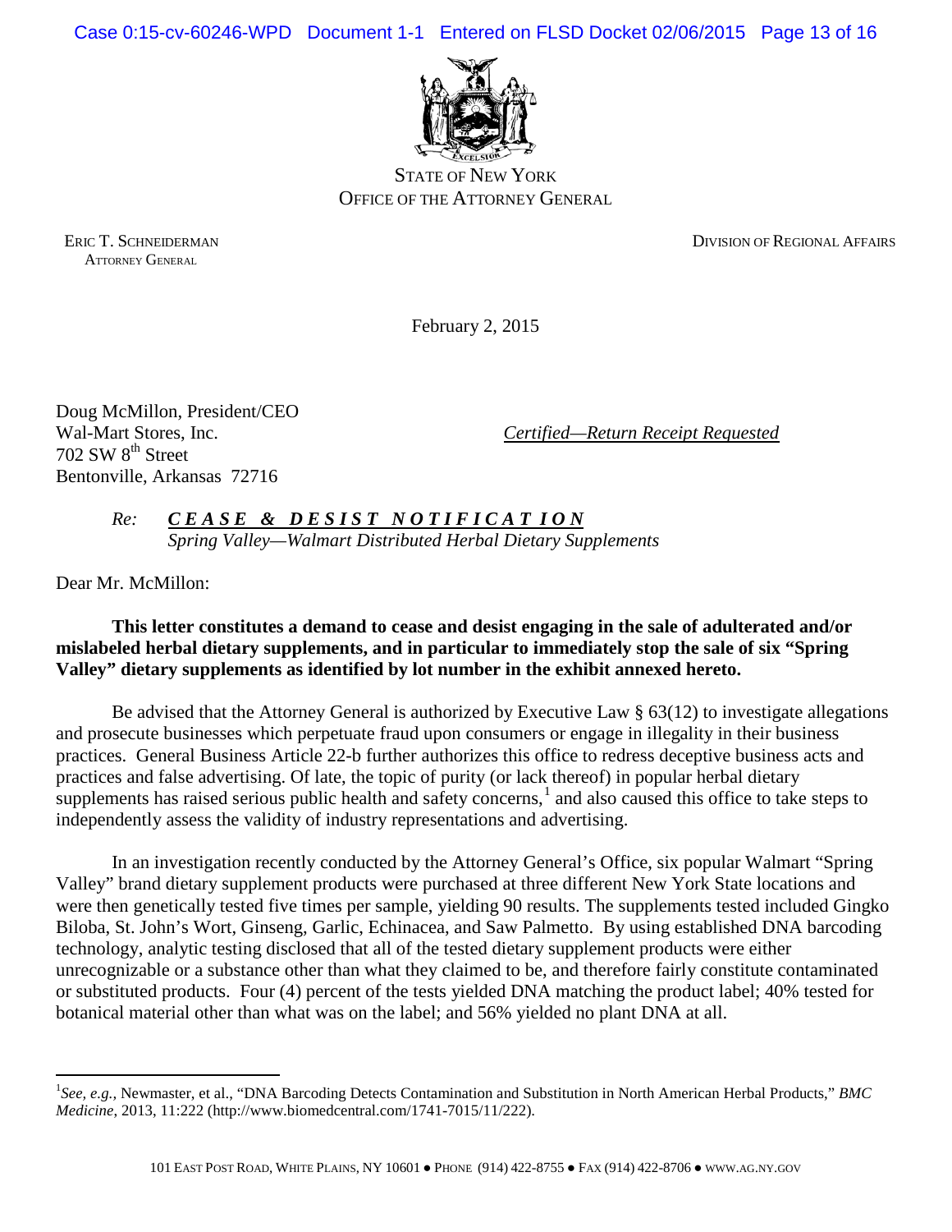STATE OF NEW YORK
OFFICE OF THE ATTORNEY GENERAL

ERIC T. SCHNEIDERMAN
ATTORNEY GENERAL

DIVISION OF REGIONAL AFFAIRS

February 2, 2015

Doug McMillon, President/CEO
Wal-Mart Stores, Inc.
702 SW 8th Street
Bentonville, Arkansas 72716

*Certified—Return Receipt Requested*

*Re:* ***CEASE & DESIST NOTIFICATION***
*Spring Valley—Walmart Distributed Herbal Dietary Supplements*

Dear Mr. McMillon:

**This letter constitutes a demand to cease and desist engaging in the sale of adulterated and/or mislabeled herbal dietary supplements, and in particular to immediately stop the sale of six "Spring Valley" dietary supplements as identified by lot number in the exhibit annexed hereto.**

Be advised that the Attorney General is authorized by Executive Law § 63(12) to investigate allegations and prosecute businesses which perpetuate fraud upon consumers or engage in illegality in their business practices. General Business Article 22-b further authorizes this office to redress deceptive business acts and practices and false advertising. Of late, the topic of purity (or lack thereof) in popular herbal dietary supplements has raised serious public health and safety concerns,[1] and also caused this office to take steps to independently assess the validity of industry representations and advertising.

In an investigation recently conducted by the Attorney General's Office, six popular Walmart "Spring Valley" brand dietary supplement products were purchased at three different New York State locations and were then genetically tested five times per sample, yielding 90 results. The supplements tested included Gingko Biloba, St. John's Wort, Ginseng, Garlic, Echinacea, and Saw Palmetto. By using established DNA barcoding technology, analytic testing disclosed that all of the tested dietary supplement products were either unrecognizable or a substance other than what they claimed to be, and therefore fairly constitute contaminated or substituted products. Four (4) percent of the tests yielded DNA matching the product label; 40% tested for botanical material other than what was on the label; and 56% yielded no plant DNA at all.

---

[1] *See, e.g.,* Newmaster, et al., "DNA Barcoding Detects Contamination and Substitution in North American Herbal Products," *BMC Medicine,* 2013, 11:222 (http://www.biomedcentral.com/1741-7015/11/222).

101 EAST POST ROAD, WHITE PLAINS, NY 10601 ● PHONE (914) 422-8755 ● FAX (914) 422-8706 ● WWW.AG.NY.GOV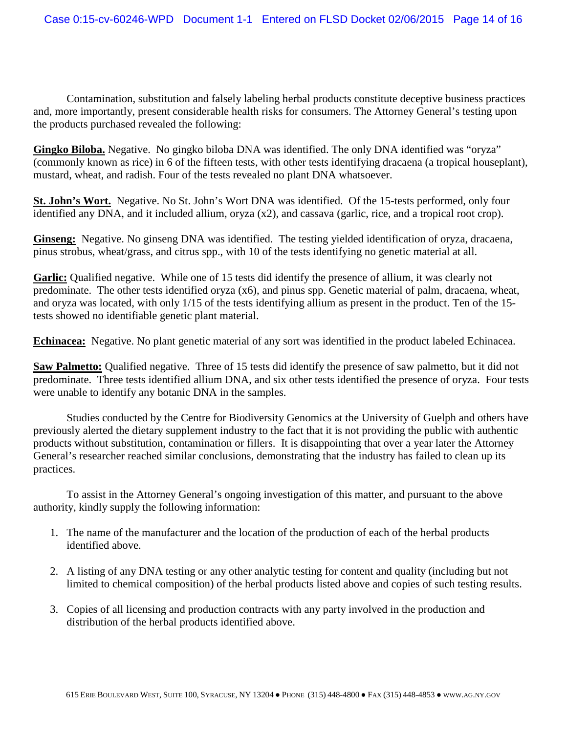Contamination, substitution and falsely labeling herbal products constitute deceptive business practices and, more importantly, present considerable health risks for consumers. The Attorney General's testing upon the products purchased revealed the following:

**Gingko Biloba.** Negative. No gingko biloba DNA was identified. The only DNA identified was "oryza" (commonly known as rice) in 6 of the fifteen tests, with other tests identifying dracaena (a tropical houseplant), mustard, wheat, and radish. Four of the tests revealed no plant DNA whatsoever.

**St. John's Wort.** Negative. No St. John's Wort DNA was identified. Of the 15-tests performed, only four identified any DNA, and it included allium, oryza (x2), and cassava (garlic, rice, and a tropical root crop).

**Ginseng:** Negative. No ginseng DNA was identified. The testing yielded identification of oryza, dracaena, pinus strobus, wheat/grass, and citrus spp., with 10 of the tests identifying no genetic material at all.

**Garlic:** Qualified negative. While one of 15 tests did identify the presence of allium, it was clearly not predominate. The other tests identified oryza (x6), and pinus spp. Genetic material of palm, dracaena, wheat, and oryza was located, with only 1/15 of the tests identifying allium as present in the product. Ten of the 15-tests showed no identifiable genetic plant material.

**Echinacea:** Negative. No plant genetic material of any sort was identified in the product labeled Echinacea.

**Saw Palmetto:** Qualified negative. Three of 15 tests did identify the presence of saw palmetto, but it did not predominate. Three tests identified allium DNA, and six other tests identified the presence of oryza. Four tests were unable to identify any botanic DNA in the samples.

Studies conducted by the Centre for Biodiversity Genomics at the University of Guelph and others have previously alerted the dietary supplement industry to the fact that it is not providing the public with authentic products without substitution, contamination or fillers. It is disappointing that over a year later the Attorney General's researcher reached similar conclusions, demonstrating that the industry has failed to clean up its practices.

To assist in the Attorney General's ongoing investigation of this matter, and pursuant to the above authority, kindly supply the following information:

1. The name of the manufacturer and the location of the production of each of the herbal products identified above.

2. A listing of any DNA testing or any other analytic testing for content and quality (including but not limited to chemical composition) of the herbal products listed above and copies of such testing results.

3. Copies of all licensing and production contracts with any party involved in the production and distribution of the herbal products identified above.

615 Erie Boulevard West, Suite 100, Syracuse, NY 13204 ● Phone (315) 448-4800 ● Fax (315) 448-4853 ● www.ag.ny.gov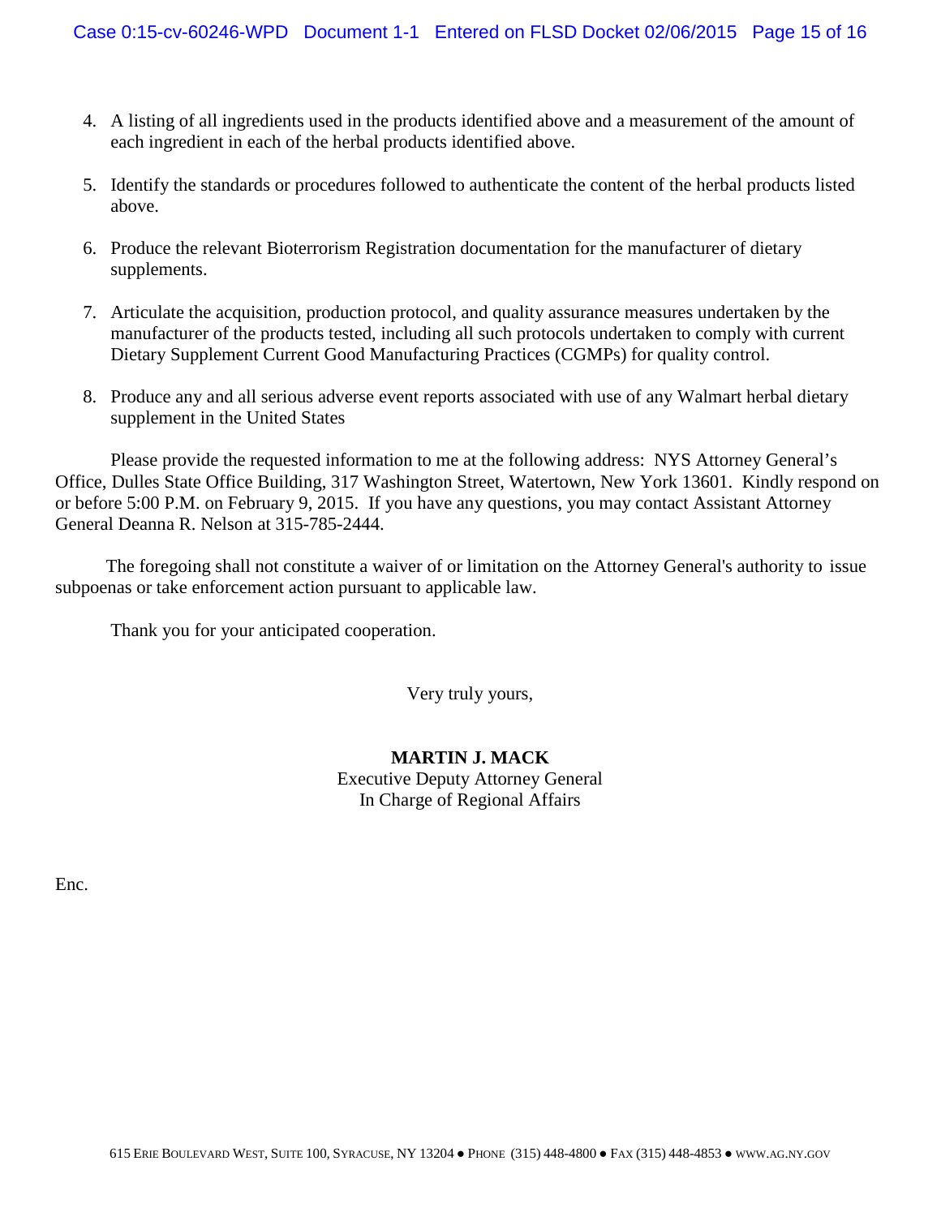4. A listing of all ingredients used in the products identified above and a measurement of the amount of each ingredient in each of the herbal products identified above.

5. Identify the standards or procedures followed to authenticate the content of the herbal products listed above.

6. Produce the relevant Bioterrorism Registration documentation for the manufacturer of dietary supplements.

7. Articulate the acquisition, production protocol, and quality assurance measures undertaken by the manufacturer of the products tested, including all such protocols undertaken to comply with current Dietary Supplement Current Good Manufacturing Practices (CGMPs) for quality control.

8. Produce any and all serious adverse event reports associated with use of any Walmart herbal dietary supplement in the United States

Please provide the requested information to me at the following address: NYS Attorney General's Office, Dulles State Office Building, 317 Washington Street, Watertown, New York 13601. Kindly respond on or before 5:00 P.M. on February 9, 2015. If you have any questions, you may contact Assistant Attorney General Deanna R. Nelson at 315-785-2444.

The foregoing shall not constitute a waiver of or limitation on the Attorney General's authority to issue subpoenas or take enforcement action pursuant to applicable law.

Thank you for your anticipated cooperation.

Very truly yours,

**MARTIN J. MACK**
Executive Deputy Attorney General
In Charge of Regional Affairs

Enc.

615 ERIE BOULEVARD WEST, SUITE 100, SYRACUSE, NY 13204 ● PHONE (315) 448-4800 ● FAX (315) 448-4853 ● WWW.AG.NY.GOV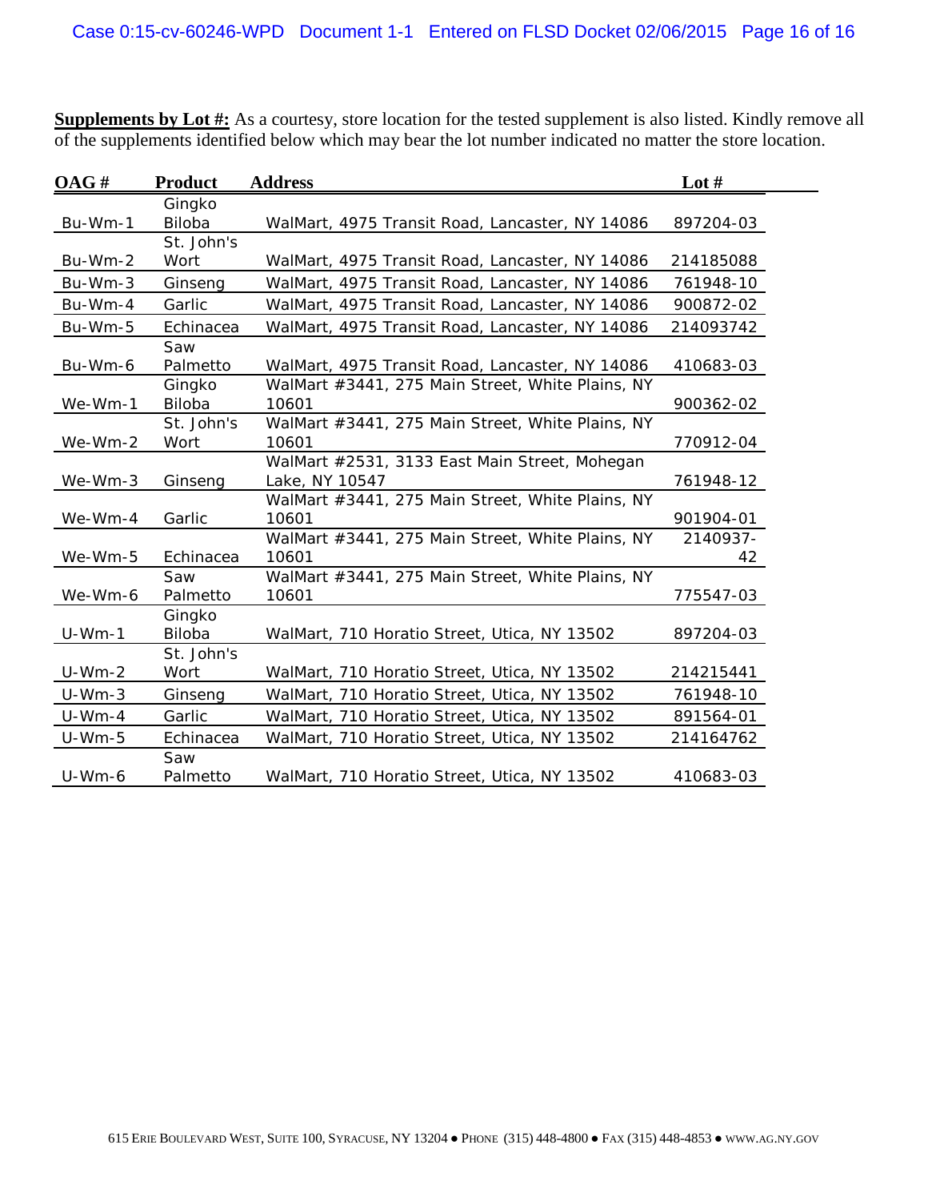**Supplements by Lot #:** As a courtesy, store location for the tested supplement is also listed. Kindly remove all of the supplements identified below which may bear the lot number indicated no matter the store location.

| OAG # | Product | Address | Lot # |
|---|---|---|---|
| Bu-Wm-1 | Gingko Biloba | WalMart, 4975 Transit Road, Lancaster, NY 14086 | 897204-03 |
| Bu-Wm-2 | St. John's Wort | WalMart, 4975 Transit Road, Lancaster, NY 14086 | 214185088 |
| Bu-Wm-3 | Ginseng | WalMart, 4975 Transit Road, Lancaster, NY 14086 | 761948-10 |
| Bu-Wm-4 | Garlic | WalMart, 4975 Transit Road, Lancaster, NY 14086 | 900872-02 |
| Bu-Wm-5 | Echinacea | WalMart, 4975 Transit Road, Lancaster, NY 14086 | 214093742 |
| Bu-Wm-6 | Saw Palmetto | WalMart, 4975 Transit Road, Lancaster, NY 14086 | 410683-03 |
| We-Wm-1 | Gingko Biloba | WalMart #3441, 275 Main Street, White Plains, NY 10601 | 900362-02 |
| We-Wm-2 | St. John's Wort | WalMart #3441, 275 Main Street, White Plains, NY 10601 | 770912-04 |
| We-Wm-3 | Ginseng | WalMart #2531, 3133 East Main Street, Mohegan Lake, NY 10547 | 761948-12 |
| We-Wm-4 | Garlic | WalMart #3441, 275 Main Street, White Plains, NY 10601 | 901904-01 |
| We-Wm-5 | Echinacea | WalMart #3441, 275 Main Street, White Plains, NY 10601 | 2140937-42 |
| We-Wm-6 | Saw Palmetto | WalMart #3441, 275 Main Street, White Plains, NY 10601 | 775547-03 |
| U-Wm-1 | Gingko Biloba | WalMart, 710 Horatio Street, Utica, NY 13502 | 897204-03 |
| U-Wm-2 | St. John's Wort | WalMart, 710 Horatio Street, Utica, NY 13502 | 214215441 |
| U-Wm-3 | Ginseng | WalMart, 710 Horatio Street, Utica, NY 13502 | 761948-10 |
| U-Wm-4 | Garlic | WalMart, 710 Horatio Street, Utica, NY 13502 | 891564-01 |
| U-Wm-5 | Echinacea | WalMart, 710 Horatio Street, Utica, NY 13502 | 214164762 |
| U-Wm-6 | Saw Palmetto | WalMart, 710 Horatio Street, Utica, NY 13502 | 410683-03 |

615 ERIE BOULEVARD WEST, SUITE 100, SYRACUSE, NY 13204 ● PHONE (315) 448-4800 ● FAX (315) 448-4853 ● WWW.AG.NY.GOV